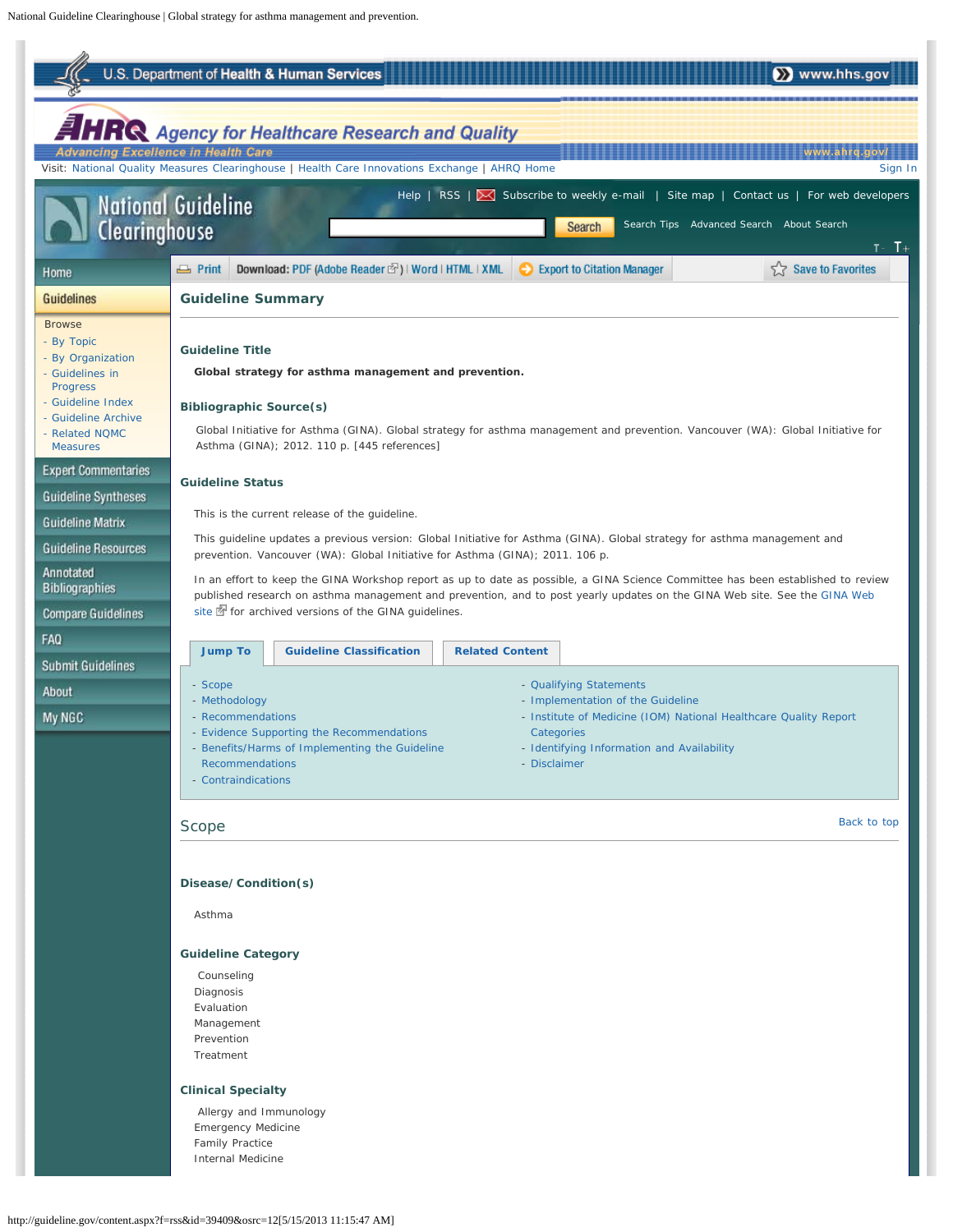## Guideline Summary

### Guideline Title

**Global strategy for asthma management and prevention.**

### Bibliographic Source(s)

Global Initiative for Asthma (GINA). Global strategy for asthma management and prevention. Vancouver (WA): Global Initiative for Asthma (GINA); 2012. 110 p. [445 references]

### Guideline Status

This is the current release of the guideline.

This guideline updates a previous version: Global Initiative for Asthma (GINA). Global strategy for asthma management and prevention. Vancouver (WA): Global Initiative for Asthma (GINA); 2011. 106 p.

In an effort to keep the GINA Workshop report as up to date as possible, a GINA Science Committee has been established to review published research on asthma management and prevention, and to post yearly updates on the GINA Web site. See the GINA Web site for archived versions of the GINA guidelines.

**Jump To** | **Guideline Classification** | **Related Content**

- Scope
- Methodology
- Recommendations
- Evidence Supporting the Recommendations
- Benefits/Harms of Implementing the Guideline Recommendations
- Contraindications
- Qualifying Statements
- Implementation of the Guideline
- Institute of Medicine (IOM) National Healthcare Quality Report Categories
- Identifying Information and Availability
- Disclaimer

## Scope

Back to top

### Disease/Condition(s)

Asthma

### Guideline Category

Counseling
Diagnosis
Evaluation
Management
Prevention
Treatment

### Clinical Specialty

Allergy and Immunology
Emergency Medicine
Family Practice
Internal Medicine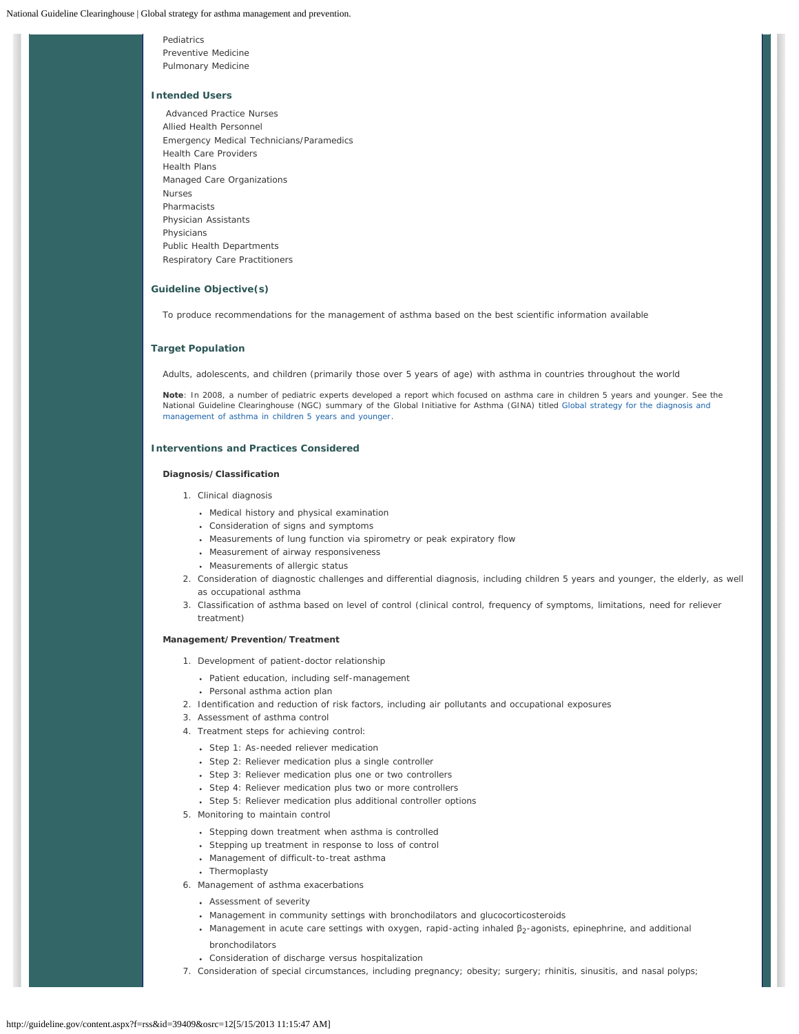Pediatrics
Preventive Medicine
Pulmonary Medicine

## Intended Users

Advanced Practice Nurses
Allied Health Personnel
Emergency Medical Technicians/Paramedics
Health Care Providers
Health Plans
Managed Care Organizations
Nurses
Pharmacists
Physician Assistants
Physicians
Public Health Departments
Respiratory Care Practitioners

## Guideline Objective(s)

To produce recommendations for the management of asthma based on the best scientific information available

## Target Population

Adults, adolescents, and children (primarily those over 5 years of age) with asthma in countries throughout the world

**Note**: In 2008, a number of pediatric experts developed a report which focused on asthma care in children 5 years and younger. See the National Guideline Clearinghouse (NGC) summary of the Global Initiative for Asthma (GINA) titled Global strategy for the diagnosis and management of asthma in children 5 years and younger.

## Interventions and Practices Considered

**Diagnosis/Classification**

1. Clinical diagnosis
   - Medical history and physical examination
   - Consideration of signs and symptoms
   - Measurements of lung function via spirometry or peak expiratory flow
   - Measurement of airway responsiveness
   - Measurements of allergic status
2. Consideration of diagnostic challenges and differential diagnosis, including children 5 years and younger, the elderly, as well as occupational asthma
3. Classification of asthma based on level of control (clinical control, frequency of symptoms, limitations, need for reliever treatment)

**Management/Prevention/Treatment**

1. Development of patient-doctor relationship
   - Patient education, including self-management
   - Personal asthma action plan
2. Identification and reduction of risk factors, including air pollutants and occupational exposures
3. Assessment of asthma control
4. Treatment steps for achieving control:
   - Step 1: As-needed reliever medication
   - Step 2: Reliever medication plus a single controller
   - Step 3: Reliever medication plus one or two controllers
   - Step 4: Reliever medication plus two or more controllers
   - Step 5: Reliever medication plus additional controller options
5. Monitoring to maintain control
   - Stepping down treatment when asthma is controlled
   - Stepping up treatment in response to loss of control
   - Management of difficult-to-treat asthma
   - Thermoplasty
6. Management of asthma exacerbations
   - Assessment of severity
   - Management in community settings with bronchodilators and glucocorticosteroids
   - Management in acute care settings with oxygen, rapid-acting inhaled $\beta_2$-agonists, epinephrine, and additional bronchodilators
   - Consideration of discharge versus hospitalization
7. Consideration of special circumstances, including pregnancy; obesity; surgery; rhinitis, sinusitis, and nasal polyps;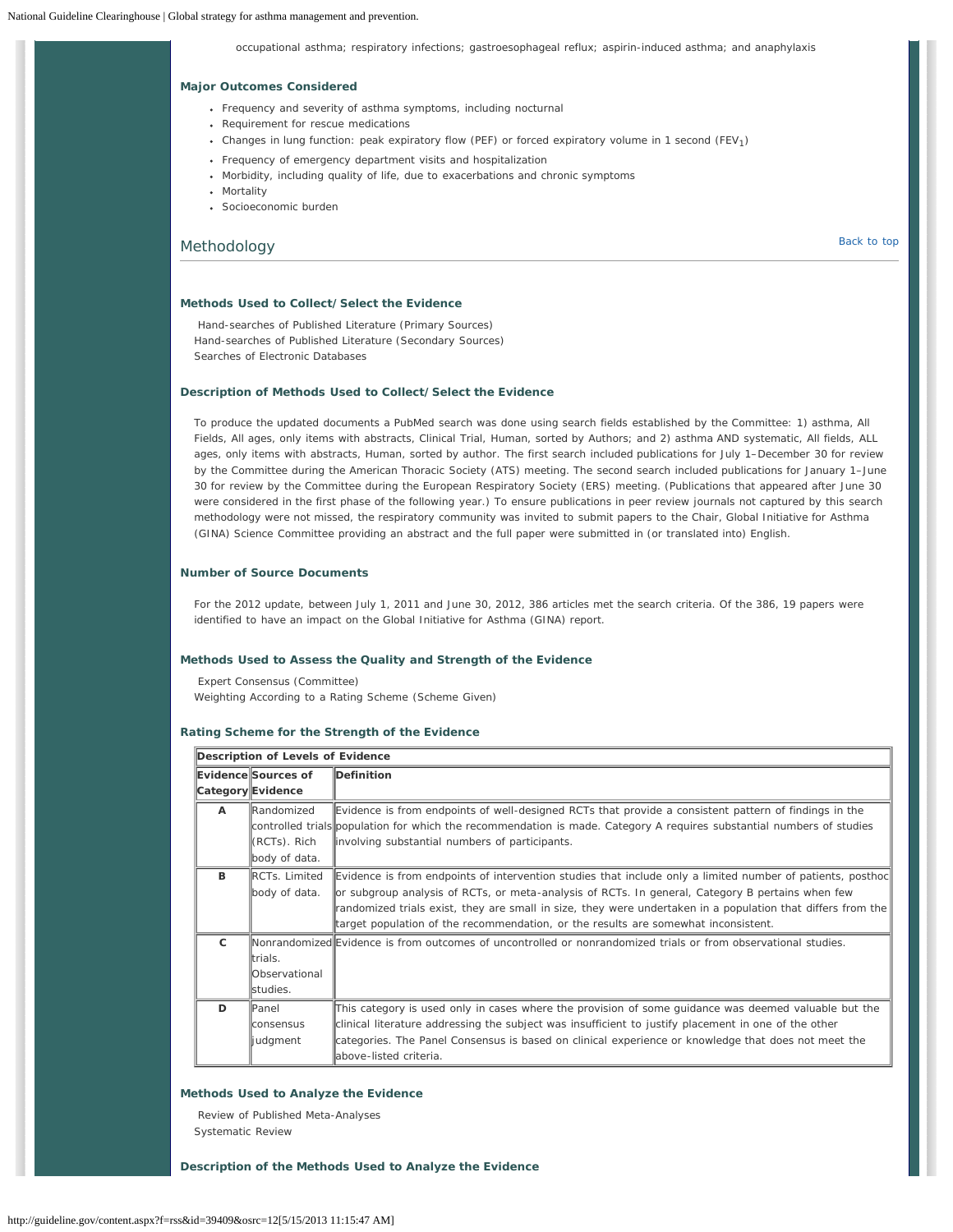occupational asthma; respiratory infections; gastroesophageal reflux; aspirin-induced asthma; and anaphylaxis

### Major Outcomes Considered

- Frequency and severity of asthma symptoms, including nocturnal
- Requirement for rescue medications
- Changes in lung function: peak expiratory flow (PEF) or forced expiratory volume in 1 second ($FEV_1$)
- Frequency of emergency department visits and hospitalization
- Morbidity, including quality of life, due to exacerbations and chronic symptoms
- Mortality
- Socioeconomic burden

## Methodology

### Methods Used to Collect/Select the Evidence

Hand-searches of Published Literature (Primary Sources)
Hand-searches of Published Literature (Secondary Sources)
Searches of Electronic Databases

### Description of Methods Used to Collect/Select the Evidence

To produce the updated documents a PubMed search was done using search fields established by the Committee: 1) asthma, All Fields, All ages, only items with abstracts, Clinical Trial, Human, sorted by Authors; and 2) asthma AND systematic, All fields, ALL ages, only items with abstracts, Human, sorted by author. The first search included publications for July 1–December 30 for review by the Committee during the American Thoracic Society (ATS) meeting. The second search included publications for January 1–June 30 for review by the Committee during the European Respiratory Society (ERS) meeting. (Publications that appeared after June 30 were considered in the first phase of the following year.) To ensure publications in peer review journals not captured by this search methodology were not missed, the respiratory community was invited to submit papers to the Chair, Global Initiative for Asthma (GINA) Science Committee providing an abstract and the full paper were submitted in (or translated into) English.

### Number of Source Documents

For the 2012 update, between July 1, 2011 and June 30, 2012, 386 articles met the search criteria. Of the 386, 19 papers were identified to have an impact on the Global Initiative for Asthma (GINA) report.

### Methods Used to Assess the Quality and Strength of the Evidence

Expert Consensus (Committee)
Weighting According to a Rating Scheme (Scheme Given)

### Rating Scheme for the Strength of the Evidence

| Description of Levels of Evidence | | |
|---|---|---|
| **Evidence Category** | **Sources of Evidence** | **Definition** |
| **A** | Randomized controlled trials (RCTs). Rich body of data. | Evidence is from endpoints of well-designed RCTs that provide a consistent pattern of findings in the population for which the recommendation is made. Category A requires substantial numbers of studies involving substantial numbers of participants. |
| **B** | RCTs. Limited body of data. | Evidence is from endpoints of intervention studies that include only a limited number of patients, posthoc or subgroup analysis of RCTs, or meta-analysis of RCTs. In general, Category B pertains when few randomized trials exist, they are small in size, they were undertaken in a population that differs from the target population of the recommendation, or the results are somewhat inconsistent. |
| **C** | Nonrandomized trials. Observational studies. | Evidence is from outcomes of uncontrolled or nonrandomized trials or from observational studies. |
| **D** | Panel consensus judgment | This category is used only in cases where the provision of some guidance was deemed valuable but the clinical literature addressing the subject was insufficient to justify placement in one of the other categories. The Panel Consensus is based on clinical experience or knowledge that does not meet the above-listed criteria. |

### Methods Used to Analyze the Evidence

Review of Published Meta-Analyses
Systematic Review

### Description of the Methods Used to Analyze the Evidence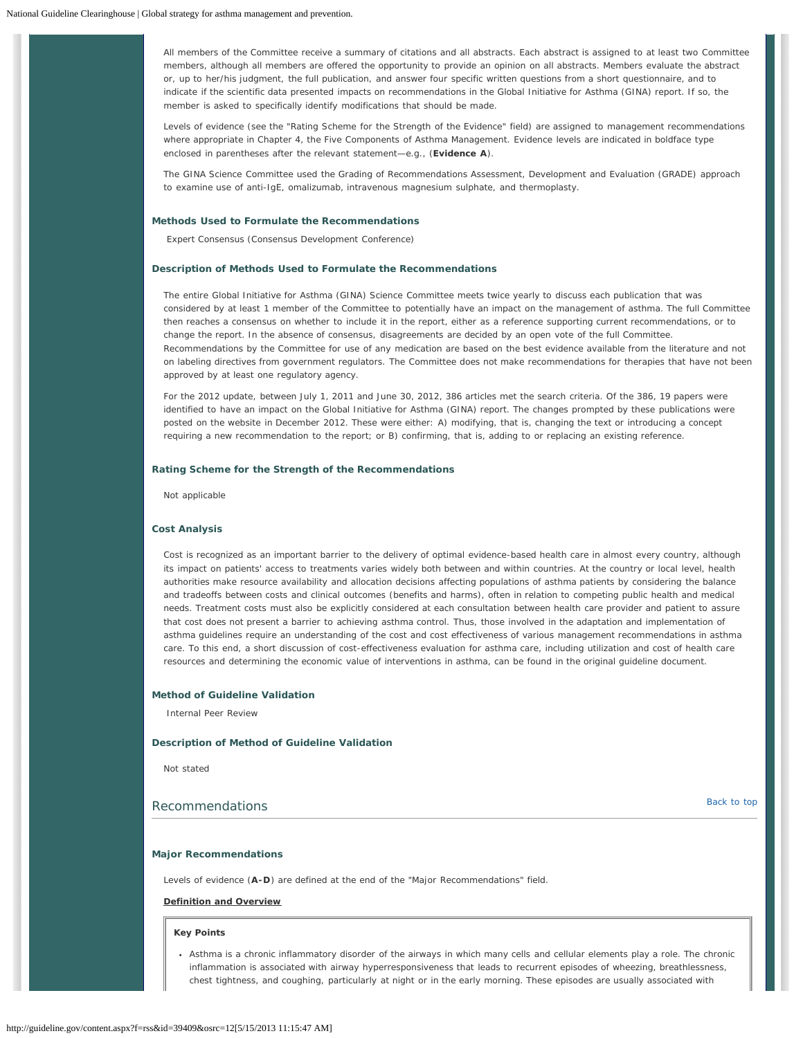All members of the Committee receive a summary of citations and all abstracts. Each abstract is assigned to at least two Committee members, although all members are offered the opportunity to provide an opinion on all abstracts. Members evaluate the abstract or, up to her/his judgment, the full publication, and answer four specific written questions from a short questionnaire, and to indicate if the scientific data presented impacts on recommendations in the Global Initiative for Asthma (GINA) report. If so, the member is asked to specifically identify modifications that should be made.

Levels of evidence (see the "Rating Scheme for the Strength of the Evidence" field) are assigned to management recommendations where appropriate in Chapter 4, the Five Components of Asthma Management. Evidence levels are indicated in boldface type enclosed in parentheses after the relevant statement—e.g., (**Evidence A**).

The GINA Science Committee used the Grading of Recommendations Assessment, Development and Evaluation (GRADE) approach to examine use of anti-IgE, omalizumab, intravenous magnesium sulphate, and thermoplasty.

### Methods Used to Formulate the Recommendations

Expert Consensus (Consensus Development Conference)

### Description of Methods Used to Formulate the Recommendations

The entire Global Initiative for Asthma (GINA) Science Committee meets twice yearly to discuss each publication that was considered by at least 1 member of the Committee to potentially have an impact on the management of asthma. The full Committee then reaches a consensus on whether to include it in the report, either as a reference supporting current recommendations, or to change the report. In the absence of consensus, disagreements are decided by an open vote of the full Committee. Recommendations by the Committee for use of any medication are based on the best evidence available from the literature and not on labeling directives from government regulators. The Committee does not make recommendations for therapies that have not been approved by at least one regulatory agency.

For the 2012 update, between July 1, 2011 and June 30, 2012, 386 articles met the search criteria. Of the 386, 19 papers were identified to have an impact on the Global Initiative for Asthma (GINA) report. The changes prompted by these publications were posted on the website in December 2012. These were either: A) modifying, that is, changing the text or introducing a concept requiring a new recommendation to the report; or B) confirming, that is, adding to or replacing an existing reference.

### Rating Scheme for the Strength of the Recommendations

Not applicable

### Cost Analysis

Cost is recognized as an important barrier to the delivery of optimal evidence-based health care in almost every country, although its impact on patients' access to treatments varies widely both between and within countries. At the country or local level, health authorities make resource availability and allocation decisions affecting populations of asthma patients by considering the balance and tradeoffs between costs and clinical outcomes (benefits and harms), often in relation to competing public health and medical needs. Treatment costs must also be explicitly considered at each consultation between health care provider and patient to assure that cost does not present a barrier to achieving asthma control. Thus, those involved in the adaptation and implementation of asthma guidelines require an understanding of the cost and cost effectiveness of various management recommendations in asthma care. To this end, a short discussion of cost-effectiveness evaluation for asthma care, including utilization and cost of health care resources and determining the economic value of interventions in asthma, can be found in the original guideline document.

### Method of Guideline Validation

Internal Peer Review

### Description of Method of Guideline Validation

Not stated

## Recommendations

### Major Recommendations

Levels of evidence (**A-D**) are defined at the end of the "Major Recommendations" field.

**Definition and Overview**

**Key Points**

- Asthma is a chronic inflammatory disorder of the airways in which many cells and cellular elements play a role. The chronic inflammation is associated with airway hyperresponsiveness that leads to recurrent episodes of wheezing, breathlessness, chest tightness, and coughing, particularly at night or in the early morning. These episodes are usually associated with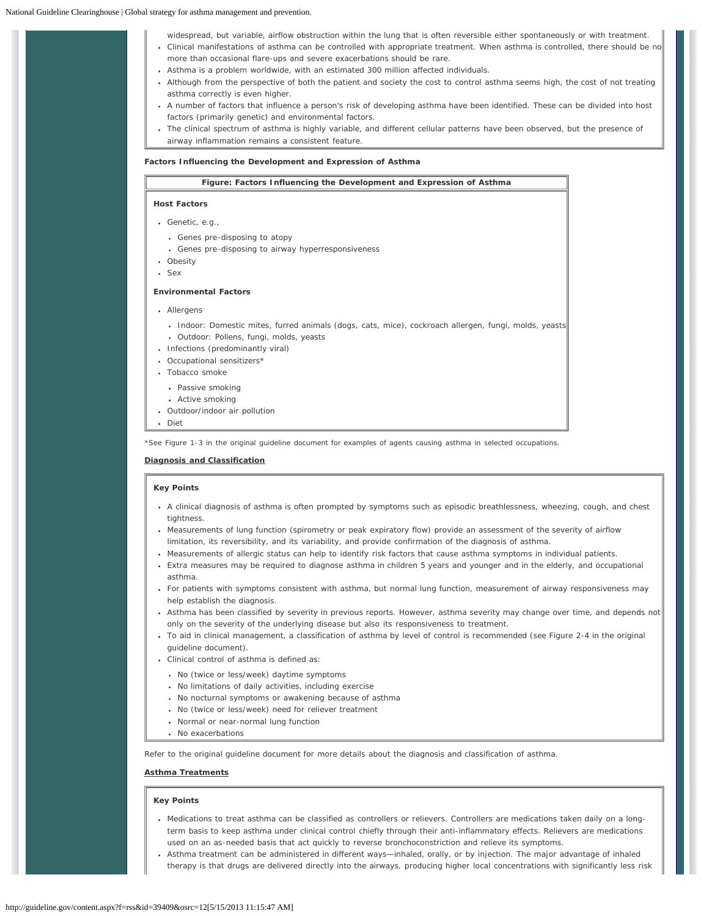widespread, but variable, airflow obstruction within the lung that is often reversible either spontaneously or with treatment.
- Clinical manifestations of asthma can be controlled with appropriate treatment. When asthma is controlled, there should be no more than occasional flare-ups and severe exacerbations should be rare.
- Asthma is a problem worldwide, with an estimated 300 million affected individuals.
- Although from the perspective of both the patient and society the cost to control asthma seems high, the cost of not treating asthma correctly is even higher.
- A number of factors that influence a person's risk of developing asthma have been identified. These can be divided into host factors (primarily genetic) and environmental factors.
- The clinical spectrum of asthma is highly variable, and different cellular patterns have been observed, but the presence of airway inflammation remains a consistent feature.

**Factors Influencing the Development and Expression of Asthma**

**Figure: Factors Influencing the Development and Expression of Asthma**

**Host Factors**

- Genetic, e.g.,
  - Genes pre-disposing to atopy
  - Genes pre-disposing to airway hyperresponsiveness
- Obesity
- Sex

**Environmental Factors**

- Allergens
  - Indoor: Domestic mites, furred animals (dogs, cats, mice), cockroach allergen, fungi, molds, yeasts
  - Outdoor: Pollens, fungi, molds, yeasts
- Infections (predominantly viral)
- Occupational sensitizers*
- Tobacco smoke
  - Passive smoking
  - Active smoking
- Outdoor/indoor air pollution
- Diet

*See Figure 1-3 in the original guideline document for examples of agents causing asthma in selected occupations.

## Diagnosis and Classification

**Key Points**

- A clinical diagnosis of asthma is often prompted by symptoms such as episodic breathlessness, wheezing, cough, and chest tightness.
- Measurements of lung function (spirometry or peak expiratory flow) provide an assessment of the severity of airflow limitation, its reversibility, and its variability, and provide confirmation of the diagnosis of asthma.
- Measurements of allergic status can help to identify risk factors that cause asthma symptoms in individual patients.
- Extra measures may be required to diagnose asthma in children 5 years and younger and in the elderly, and occupational asthma.
- For patients with symptoms consistent with asthma, but normal lung function, measurement of airway responsiveness may help establish the diagnosis.
- Asthma has been classified by severity in previous reports. However, asthma severity may change over time, and depends not only on the severity of the underlying disease but also its responsiveness to treatment.
- To aid in clinical management, a classification of asthma by level of control is recommended (see Figure 2-4 in the original guideline document).
- Clinical control of asthma is defined as:
  - No (twice or less/week) daytime symptoms
  - No limitations of daily activities, including exercise
  - No nocturnal symptoms or awakening because of asthma
  - No (twice or less/week) need for reliever treatment
  - Normal or near-normal lung function
  - No exacerbations

Refer to the original guideline document for more details about the diagnosis and classification of asthma.

## Asthma Treatments

**Key Points**

- Medications to treat asthma can be classified as controllers or relievers. Controllers are medications taken daily on a long-term basis to keep asthma under clinical control chiefly through their anti-inflammatory effects. Relievers are medications used on an as-needed basis that act quickly to reverse bronchoconstriction and relieve its symptoms.
- Asthma treatment can be administered in different ways—inhaled, orally, or by injection. The major advantage of inhaled therapy is that drugs are delivered directly into the airways, producing higher local concentrations with significantly less risk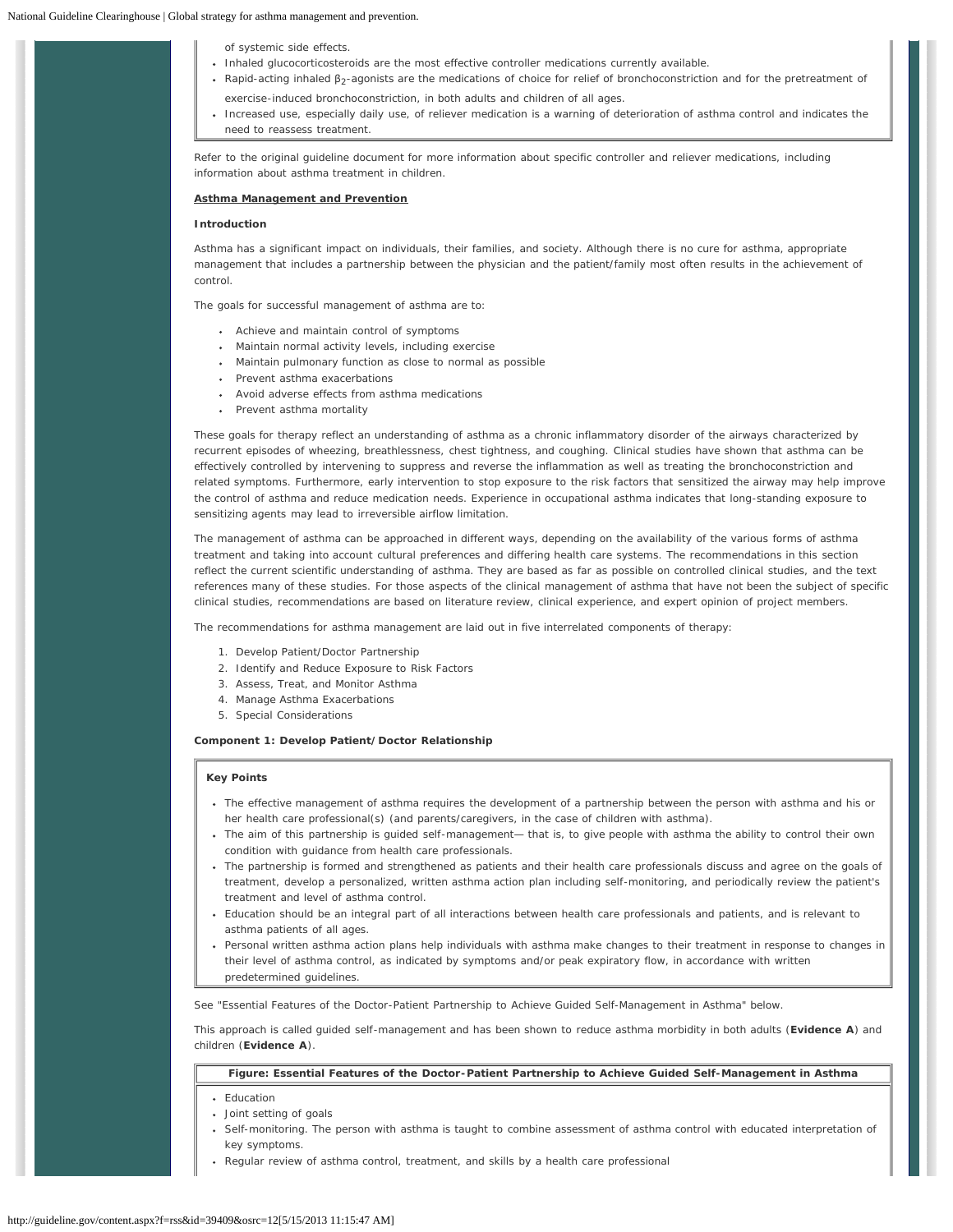- of systemic side effects.
- Inhaled glucocorticosteroids are the most effective controller medications currently available.
- Rapid-acting inhaled $\beta_2$-agonists are the medications of choice for relief of bronchoconstriction and for the pretreatment of exercise-induced bronchoconstriction, in both adults and children of all ages.
- Increased use, especially daily use, of reliever medication is a warning of deterioration of asthma control and indicates the need to reassess treatment.

Refer to the original guideline document for more information about specific controller and reliever medications, including information about asthma treatment in children.

**Asthma Management and Prevention**

**Introduction**

Asthma has a significant impact on individuals, their families, and society. Although there is no cure for asthma, appropriate management that includes a partnership between the physician and the patient/family most often results in the achievement of control.

The goals for successful management of asthma are to:

- Achieve and maintain control of symptoms
- Maintain normal activity levels, including exercise
- Maintain pulmonary function as close to normal as possible
- Prevent asthma exacerbations
- Avoid adverse effects from asthma medications
- Prevent asthma mortality

These goals for therapy reflect an understanding of asthma as a chronic inflammatory disorder of the airways characterized by recurrent episodes of wheezing, breathlessness, chest tightness, and coughing. Clinical studies have shown that asthma can be effectively controlled by intervening to suppress and reverse the inflammation as well as treating the bronchoconstriction and related symptoms. Furthermore, early intervention to stop exposure to the risk factors that sensitized the airway may help improve the control of asthma and reduce medication needs. Experience in occupational asthma indicates that long-standing exposure to sensitizing agents may lead to irreversible airflow limitation.

The management of asthma can be approached in different ways, depending on the availability of the various forms of asthma treatment and taking into account cultural preferences and differing health care systems. The recommendations in this section reflect the current scientific understanding of asthma. They are based as far as possible on controlled clinical studies, and the text references many of these studies. For those aspects of the clinical management of asthma that have not been the subject of specific clinical studies, recommendations are based on literature review, clinical experience, and expert opinion of project members.

The recommendations for asthma management are laid out in five interrelated components of therapy:

1. Develop Patient/Doctor Partnership
2. Identify and Reduce Exposure to Risk Factors
3. Assess, Treat, and Monitor Asthma
4. Manage Asthma Exacerbations
5. Special Considerations

**Component 1: Develop Patient/Doctor Relationship**

**Key Points**

- The effective management of asthma requires the development of a partnership between the person with asthma and his or her health care professional(s) (and parents/caregivers, in the case of children with asthma).
- The aim of this partnership is guided self-management— that is, to give people with asthma the ability to control their own condition with guidance from health care professionals.
- The partnership is formed and strengthened as patients and their health care professionals discuss and agree on the goals of treatment, develop a personalized, written asthma action plan including self-monitoring, and periodically review the patient's treatment and level of asthma control.
- Education should be an integral part of all interactions between health care professionals and patients, and is relevant to asthma patients of all ages.
- Personal written asthma action plans help individuals with asthma make changes to their treatment in response to changes in their level of asthma control, as indicated by symptoms and/or peak expiratory flow, in accordance with written predetermined guidelines.

See "Essential Features of the Doctor-Patient Partnership to Achieve Guided Self-Management in Asthma" below.

This approach is called guided self-management and has been shown to reduce asthma morbidity in both adults (**Evidence A**) and children (**Evidence A**).

**Figure: Essential Features of the Doctor-Patient Partnership to Achieve Guided Self-Management in Asthma**

- Education
- Joint setting of goals
- Self-monitoring. The person with asthma is taught to combine assessment of asthma control with educated interpretation of key symptoms.
- Regular review of asthma control, treatment, and skills by a health care professional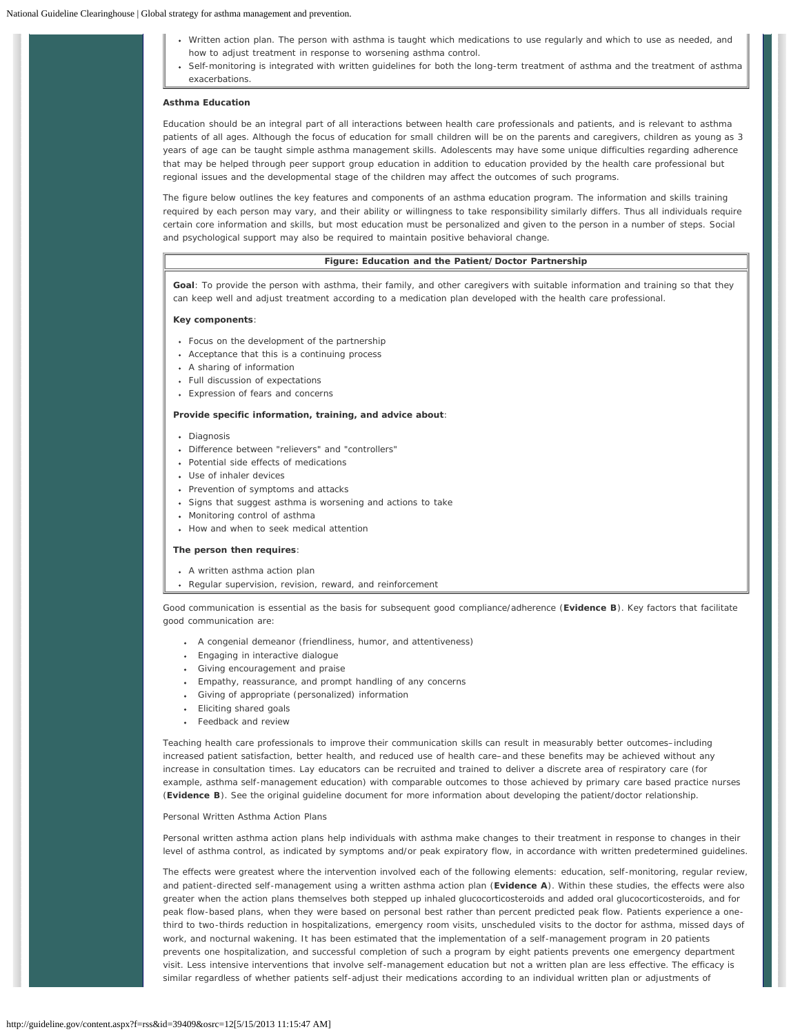- Written action plan. The person with asthma is taught which medications to use regularly and which to use as needed, and how to adjust treatment in response to worsening asthma control.
- Self-monitoring is integrated with written guidelines for both the long-term treatment of asthma and the treatment of asthma exacerbations.

**Asthma Education**

Education should be an integral part of all interactions between health care professionals and patients, and is relevant to asthma patients of all ages. Although the focus of education for small children will be on the parents and caregivers, children as young as 3 years of age can be taught simple asthma management skills. Adolescents may have some unique difficulties regarding adherence that may be helped through peer support group education in addition to education provided by the health care professional but regional issues and the developmental stage of the children may affect the outcomes of such programs.

The figure below outlines the key features and components of an asthma education program. The information and skills training required by each person may vary, and their ability or willingness to take responsibility similarly differs. Thus all individuals require certain core information and skills, but most education must be personalized and given to the person in a number of steps. Social and psychological support may also be required to maintain positive behavioral change.

**Figure: Education and the Patient/Doctor Partnership**

**Goal**: To provide the person with asthma, their family, and other caregivers with suitable information and training so that they can keep well and adjust treatment according to a medication plan developed with the health care professional.

**Key components**:

- Focus on the development of the partnership
- Acceptance that this is a continuing process
- A sharing of information
- Full discussion of expectations
- Expression of fears and concerns

**Provide specific information, training, and advice about**:

- Diagnosis
- Difference between "relievers" and "controllers"
- Potential side effects of medications
- Use of inhaler devices
- Prevention of symptoms and attacks
- Signs that suggest asthma is worsening and actions to take
- Monitoring control of asthma
- How and when to seek medical attention

**The person then requires**:

- A written asthma action plan
- Regular supervision, revision, reward, and reinforcement

Good communication is essential as the basis for subsequent good compliance/adherence (**Evidence B**). Key factors that facilitate good communication are:

- A congenial demeanor (friendliness, humor, and attentiveness)
- Engaging in interactive dialogue
- Giving encouragement and praise
- Empathy, reassurance, and prompt handling of any concerns
- Giving of appropriate (personalized) information
- Eliciting shared goals
- Feedback and review

Teaching health care professionals to improve their communication skills can result in measurably better outcomes–including increased patient satisfaction, better health, and reduced use of health care–and these benefits may be achieved without any increase in consultation times. Lay educators can be recruited and trained to deliver a discrete area of respiratory care (for example, asthma self-management education) with comparable outcomes to those achieved by primary care based practice nurses (**Evidence B**). See the original guideline document for more information about developing the patient/doctor relationship.

Personal Written Asthma Action Plans

Personal written asthma action plans help individuals with asthma make changes to their treatment in response to changes in their level of asthma control, as indicated by symptoms and/or peak expiratory flow, in accordance with written predetermined guidelines.

The effects were greatest where the intervention involved each of the following elements: education, self-monitoring, regular review, and patient-directed self-management using a written asthma action plan (**Evidence A**). Within these studies, the effects were also greater when the action plans themselves both stepped up inhaled glucocorticosteroids and added oral glucocorticosteroids, and for peak flow-based plans, when they were based on personal best rather than percent predicted peak flow. Patients experience a one-third to two-thirds reduction in hospitalizations, emergency room visits, unscheduled visits to the doctor for asthma, missed days of work, and nocturnal wakening. It has been estimated that the implementation of a self-management program in 20 patients prevents one hospitalization, and successful completion of such a program by eight patients prevents one emergency department visit. Less intensive interventions that involve self-management education but not a written plan are less effective. The efficacy is similar regardless of whether patients self-adjust their medications according to an individual written plan or adjustments of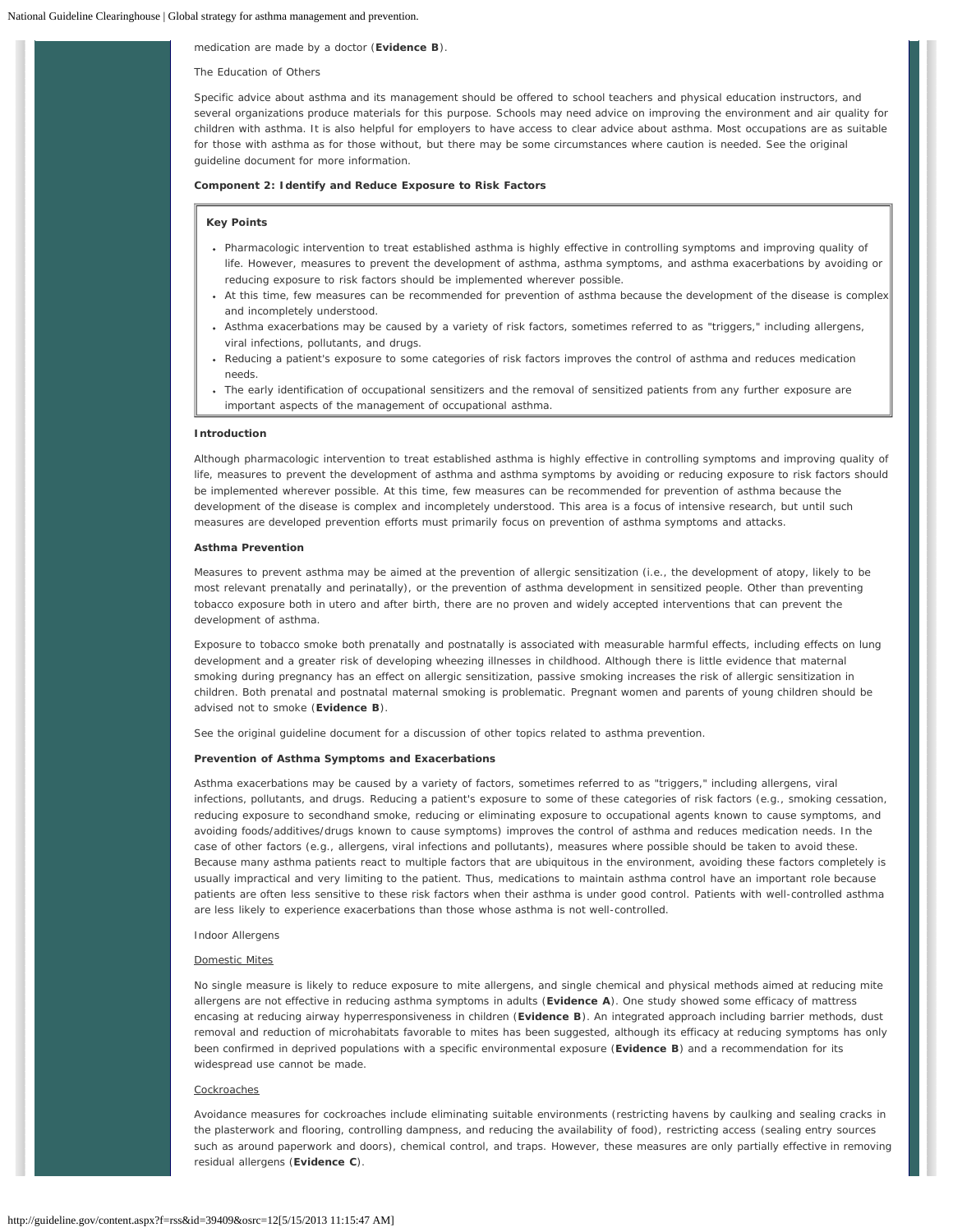medication are made by a doctor (**Evidence B**).

The Education of Others

Specific advice about asthma and its management should be offered to school teachers and physical education instructors, and several organizations produce materials for this purpose. Schools may need advice on improving the environment and air quality for children with asthma. It is also helpful for employers to have access to clear advice about asthma. Most occupations are as suitable for those with asthma as for those without, but there may be some circumstances where caution is needed. See the original guideline document for more information.

**Component 2: Identify and Reduce Exposure to Risk Factors**

**Key Points**

- Pharmacologic intervention to treat established asthma is highly effective in controlling symptoms and improving quality of life. However, measures to prevent the development of asthma, asthma symptoms, and asthma exacerbations by avoiding or reducing exposure to risk factors should be implemented wherever possible.
- At this time, few measures can be recommended for prevention of asthma because the development of the disease is complex and incompletely understood.
- Asthma exacerbations may be caused by a variety of risk factors, sometimes referred to as "triggers," including allergens, viral infections, pollutants, and drugs.
- Reducing a patient's exposure to some categories of risk factors improves the control of asthma and reduces medication needs.
- The early identification of occupational sensitizers and the removal of sensitized patients from any further exposure are important aspects of the management of occupational asthma.

**Introduction**

Although pharmacologic intervention to treat established asthma is highly effective in controlling symptoms and improving quality of life, measures to prevent the development of asthma and asthma symptoms by avoiding or reducing exposure to risk factors should be implemented wherever possible. At this time, few measures can be recommended for prevention of asthma because the development of the disease is complex and incompletely understood. This area is a focus of intensive research, but until such measures are developed prevention efforts must primarily focus on prevention of asthma symptoms and attacks.

**Asthma Prevention**

Measures to prevent asthma may be aimed at the prevention of allergic sensitization (i.e., the development of atopy, likely to be most relevant prenatally and perinatally), or the prevention of asthma development in sensitized people. Other than preventing tobacco exposure both in utero and after birth, there are no proven and widely accepted interventions that can prevent the development of asthma.

Exposure to tobacco smoke both prenatally and postnatally is associated with measurable harmful effects, including effects on lung development and a greater risk of developing wheezing illnesses in childhood. Although there is little evidence that maternal smoking during pregnancy has an effect on allergic sensitization, passive smoking increases the risk of allergic sensitization in children. Both prenatal and postnatal maternal smoking is problematic. Pregnant women and parents of young children should be advised not to smoke (**Evidence B**).

See the original guideline document for a discussion of other topics related to asthma prevention.

**Prevention of Asthma Symptoms and Exacerbations**

Asthma exacerbations may be caused by a variety of factors, sometimes referred to as "triggers," including allergens, viral infections, pollutants, and drugs. Reducing a patient's exposure to some of these categories of risk factors (e.g., smoking cessation, reducing exposure to secondhand smoke, reducing or eliminating exposure to occupational agents known to cause symptoms, and avoiding foods/additives/drugs known to cause symptoms) improves the control of asthma and reduces medication needs. In the case of other factors (e.g., allergens, viral infections and pollutants), measures where possible should be taken to avoid these. Because many asthma patients react to multiple factors that are ubiquitous in the environment, avoiding these factors completely is usually impractical and very limiting to the patient. Thus, medications to maintain asthma control have an important role because patients are often less sensitive to these risk factors when their asthma is under good control. Patients with well-controlled asthma are less likely to experience exacerbations than those whose asthma is not well-controlled.

Indoor Allergens

Domestic Mites

No single measure is likely to reduce exposure to mite allergens, and single chemical and physical methods aimed at reducing mite allergens are not effective in reducing asthma symptoms in adults (**Evidence A**). One study showed some efficacy of mattress encasing at reducing airway hyperresponsiveness in children (**Evidence B**). An integrated approach including barrier methods, dust removal and reduction of microhabitats favorable to mites has been suggested, although its efficacy at reducing symptoms has only been confirmed in deprived populations with a specific environmental exposure (**Evidence B**) and a recommendation for its widespread use cannot be made.

Cockroaches

Avoidance measures for cockroaches include eliminating suitable environments (restricting havens by caulking and sealing cracks in the plasterwork and flooring, controlling dampness, and reducing the availability of food), restricting access (sealing entry sources such as around paperwork and doors), chemical control, and traps. However, these measures are only partially effective in removing residual allergens (**Evidence C**).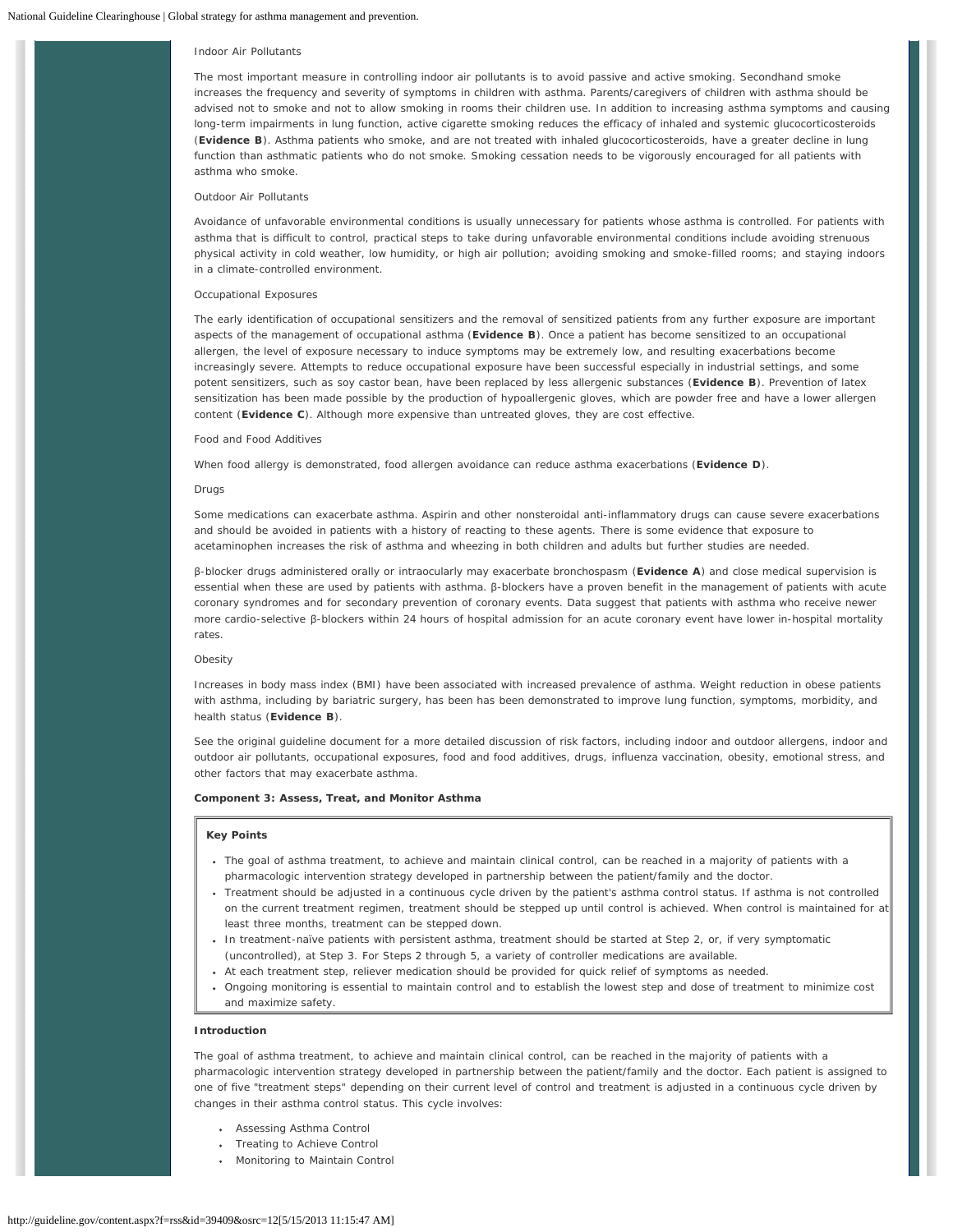Indoor Air Pollutants

The most important measure in controlling indoor air pollutants is to avoid passive and active smoking. Secondhand smoke increases the frequency and severity of symptoms in children with asthma. Parents/caregivers of children with asthma should be advised not to smoke and not to allow smoking in rooms their children use. In addition to increasing asthma symptoms and causing long-term impairments in lung function, active cigarette smoking reduces the efficacy of inhaled and systemic glucocorticosteroids (**Evidence B**). Asthma patients who smoke, and are not treated with inhaled glucocorticosteroids, have a greater decline in lung function than asthmatic patients who do not smoke. Smoking cessation needs to be vigorously encouraged for all patients with asthma who smoke.

Outdoor Air Pollutants

Avoidance of unfavorable environmental conditions is usually unnecessary for patients whose asthma is controlled. For patients with asthma that is difficult to control, practical steps to take during unfavorable environmental conditions include avoiding strenuous physical activity in cold weather, low humidity, or high air pollution; avoiding smoking and smoke-filled rooms; and staying indoors in a climate-controlled environment.

Occupational Exposures

The early identification of occupational sensitizers and the removal of sensitized patients from any further exposure are important aspects of the management of occupational asthma (**Evidence B**). Once a patient has become sensitized to an occupational allergen, the level of exposure necessary to induce symptoms may be extremely low, and resulting exacerbations become increasingly severe. Attempts to reduce occupational exposure have been successful especially in industrial settings, and some potent sensitizers, such as soy castor bean, have been replaced by less allergenic substances (**Evidence B**). Prevention of latex sensitization has been made possible by the production of hypoallergenic gloves, which are powder free and have a lower allergen content (**Evidence C**). Although more expensive than untreated gloves, they are cost effective.

Food and Food Additives

When food allergy is demonstrated, food allergen avoidance can reduce asthma exacerbations (**Evidence D**).

Drugs

Some medications can exacerbate asthma. Aspirin and other nonsteroidal anti-inflammatory drugs can cause severe exacerbations and should be avoided in patients with a history of reacting to these agents. There is some evidence that exposure to acetaminophen increases the risk of asthma and wheezing in both children and adults but further studies are needed.

β-blocker drugs administered orally or intraocularly may exacerbate bronchospasm (**Evidence A**) and close medical supervision is essential when these are used by patients with asthma. β-blockers have a proven benefit in the management of patients with acute coronary syndromes and for secondary prevention of coronary events. Data suggest that patients with asthma who receive newer more cardio-selective β-blockers within 24 hours of hospital admission for an acute coronary event have lower in-hospital mortality rates.

Obesity

Increases in body mass index (BMI) have been associated with increased prevalence of asthma. Weight reduction in obese patients with asthma, including by bariatric surgery, has been has been demonstrated to improve lung function, symptoms, morbidity, and health status (**Evidence B**).

See the original guideline document for a more detailed discussion of risk factors, including indoor and outdoor allergens, indoor and outdoor air pollutants, occupational exposures, food and food additives, drugs, influenza vaccination, obesity, emotional stress, and other factors that may exacerbate asthma.

**Component 3: Assess, Treat, and Monitor Asthma**

**Key Points**

- The goal of asthma treatment, to achieve and maintain clinical control, can be reached in a majority of patients with a pharmacologic intervention strategy developed in partnership between the patient/family and the doctor.
- Treatment should be adjusted in a continuous cycle driven by the patient's asthma control status. If asthma is not controlled on the current treatment regimen, treatment should be stepped up until control is achieved. When control is maintained for at least three months, treatment can be stepped down.
- In treatment-naïve patients with persistent asthma, treatment should be started at Step 2, or, if very symptomatic (uncontrolled), at Step 3. For Steps 2 through 5, a variety of controller medications are available.
- At each treatment step, reliever medication should be provided for quick relief of symptoms as needed.
- Ongoing monitoring is essential to maintain control and to establish the lowest step and dose of treatment to minimize cost and maximize safety.

**Introduction**

The goal of asthma treatment, to achieve and maintain clinical control, can be reached in the majority of patients with a pharmacologic intervention strategy developed in partnership between the patient/family and the doctor. Each patient is assigned to one of five "treatment steps" depending on their current level of control and treatment is adjusted in a continuous cycle driven by changes in their asthma control status. This cycle involves:

- Assessing Asthma Control
- Treating to Achieve Control
- Monitoring to Maintain Control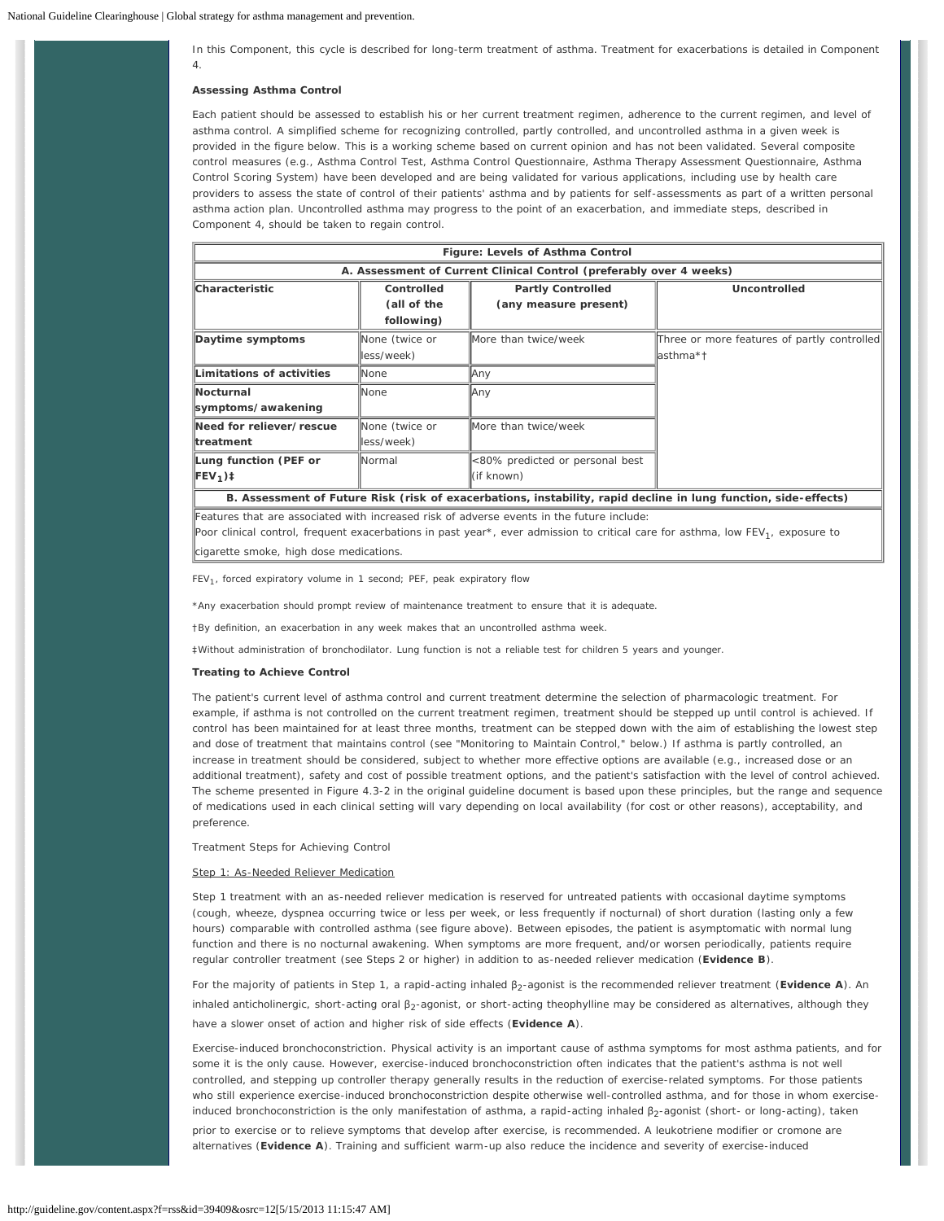In this Component, this cycle is described for long-term treatment of asthma. Treatment for exacerbations is detailed in Component 4.

**Assessing Asthma Control**

Each patient should be assessed to establish his or her current treatment regimen, adherence to the current regimen, and level of asthma control. A simplified scheme for recognizing controlled, partly controlled, and uncontrolled asthma in a given week is provided in the figure below. This is a working scheme based on current opinion and has not been validated. Several composite control measures (e.g., Asthma Control Test, Asthma Control Questionnaire, Asthma Therapy Assessment Questionnaire, Asthma Control Scoring System) have been developed and are being validated for various applications, including use by health care providers to assess the state of control of their patients' asthma and by patients for self-assessments as part of a written personal asthma action plan. Uncontrolled asthma may progress to the point of an exacerbation, and immediate steps, described in Component 4, should be taken to regain control.

| Figure: Levels of Asthma Control | | | |
|---|---|---|---|
| **A. Assessment of Current Clinical Control (preferably over 4 weeks)** | | | |
| **Characteristic** | **Controlled (all of the following)** | **Partly Controlled (any measure present)** | **Uncontrolled** |
| **Daytime symptoms** | None (twice or less/week) | More than twice/week | Three or more features of partly controlled asthma*† |
| **Limitations of activities** | None | Any | |
| **Nocturnal symptoms/awakening** | None | Any | |
| **Need for reliever/rescue treatment** | None (twice or less/week) | More than twice/week | |
| **Lung function (PEF or $FEV_1$)‡** | Normal | <80% predicted or personal best (if known) | |
| **B. Assessment of Future Risk (risk of exacerbations, instability, rapid decline in lung function, side-effects)** | | | |
| Features that are associated with increased risk of adverse events in the future include: Poor clinical control, frequent exacerbations in past year*, ever admission to critical care for asthma, low $FEV_1$, exposure to cigarette smoke, high dose medications. | | | |

$FEV_1$, forced expiratory volume in 1 second; PEF, peak expiratory flow

*Any exacerbation should prompt review of maintenance treatment to ensure that it is adequate.

†By definition, an exacerbation in any week makes that an uncontrolled asthma week.

‡Without administration of bronchodilator. Lung function is not a reliable test for children 5 years and younger.

**Treating to Achieve Control**

The patient's current level of asthma control and current treatment determine the selection of pharmacologic treatment. For example, if asthma is not controlled on the current treatment regimen, treatment should be stepped up until control is achieved. If control has been maintained for at least three months, treatment can be stepped down with the aim of establishing the lowest step and dose of treatment that maintains control (see "Monitoring to Maintain Control," below.) If asthma is partly controlled, an increase in treatment should be considered, subject to whether more effective options are available (e.g., increased dose or an additional treatment), safety and cost of possible treatment options, and the patient's satisfaction with the level of control achieved. The scheme presented in Figure 4.3-2 in the original guideline document is based upon these principles, but the range and sequence of medications used in each clinical setting will vary depending on local availability (for cost or other reasons), acceptability, and preference.

Treatment Steps for Achieving Control

Step 1: As-Needed Reliever Medication

Step 1 treatment with an as-needed reliever medication is reserved for untreated patients with occasional daytime symptoms (cough, wheeze, dyspnea occurring twice or less per week, or less frequently if nocturnal) of short duration (lasting only a few hours) comparable with controlled asthma (see figure above). Between episodes, the patient is asymptomatic with normal lung function and there is no nocturnal awakening. When symptoms are more frequent, and/or worsen periodically, patients require regular controller treatment (see Steps 2 or higher) in addition to as-needed reliever medication (**Evidence B**).

For the majority of patients in Step 1, a rapid-acting inhaled $\beta_2$-agonist is the recommended reliever treatment (**Evidence A**). An inhaled anticholinergic, short-acting oral $\beta_2$-agonist, or short-acting theophylline may be considered as alternatives, although they have a slower onset of action and higher risk of side effects (**Evidence A**).

Exercise-induced bronchoconstriction. Physical activity is an important cause of asthma symptoms for most asthma patients, and for some it is the only cause. However, exercise-induced bronchoconstriction often indicates that the patient's asthma is not well controlled, and stepping up controller therapy generally results in the reduction of exercise-related symptoms. For those patients who still experience exercise-induced bronchoconstriction despite otherwise well-controlled asthma, and for those in whom exercise-induced bronchoconstriction is the only manifestation of asthma, a rapid-acting inhaled $\beta_2$-agonist (short- or long-acting), taken prior to exercise or to relieve symptoms that develop after exercise, is recommended. A leukotriene modifier or cromone are alternatives (**Evidence A**). Training and sufficient warm-up also reduce the incidence and severity of exercise-induced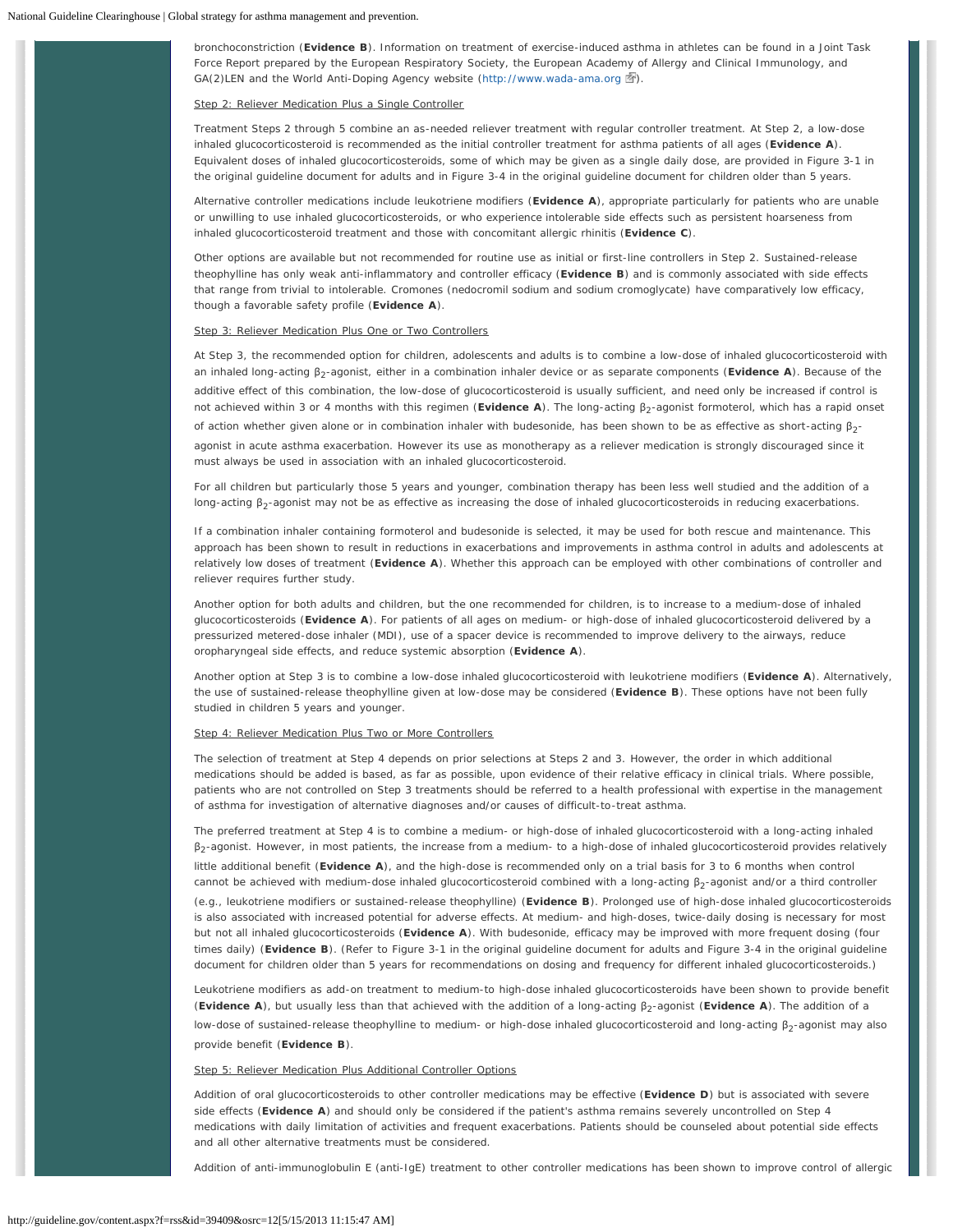bronchoconstriction (**Evidence B**). Information on treatment of exercise-induced asthma in athletes can be found in a Joint Task Force Report prepared by the European Respiratory Society, the European Academy of Allergy and Clinical Immunology, and GA(2)LEN and the World Anti-Doping Agency website (http://www.wada-ama.org).

Step 2: Reliever Medication Plus a Single Controller

Treatment Steps 2 through 5 combine an as-needed reliever treatment with regular controller treatment. At Step 2, a low-dose inhaled glucocorticosteroid is recommended as the initial controller treatment for asthma patients of all ages (**Evidence A**). Equivalent doses of inhaled glucocorticosteroids, some of which may be given as a single daily dose, are provided in Figure 3-1 in the original guideline document for adults and in Figure 3-4 in the original guideline document for children older than 5 years.

Alternative controller medications include leukotriene modifiers (**Evidence A**), appropriate particularly for patients who are unable or unwilling to use inhaled glucocorticosteroids, or who experience intolerable side effects such as persistent hoarseness from inhaled glucocorticosteroid treatment and those with concomitant allergic rhinitis (**Evidence C**).

Other options are available but not recommended for routine use as initial or first-line controllers in Step 2. Sustained-release theophylline has only weak anti-inflammatory and controller efficacy (**Evidence B**) and is commonly associated with side effects that range from trivial to intolerable. Cromones (nedocromil sodium and sodium cromoglycate) have comparatively low efficacy, though a favorable safety profile (**Evidence A**).

Step 3: Reliever Medication Plus One or Two Controllers

At Step 3, the recommended option for children, adolescents and adults is to combine a low-dose of inhaled glucocorticosteroid with an inhaled long-acting $\beta_2$-agonist, either in a combination inhaler device or as separate components (**Evidence A**). Because of the additive effect of this combination, the low-dose of glucocorticosteroid is usually sufficient, and need only be increased if control is not achieved within 3 or 4 months with this regimen (**Evidence A**). The long-acting $\beta_2$-agonist formoterol, which has a rapid onset of action whether given alone or in combination inhaler with budesonide, has been shown to be as effective as short-acting $\beta_2$-agonist in acute asthma exacerbation. However its use as monotherapy as a reliever medication is strongly discouraged since it must always be used in association with an inhaled glucocorticosteroid.

For all children but particularly those 5 years and younger, combination therapy has been less well studied and the addition of a long-acting $\beta_2$-agonist may not be as effective as increasing the dose of inhaled glucocorticosteroids in reducing exacerbations.

If a combination inhaler containing formoterol and budesonide is selected, it may be used for both rescue and maintenance. This approach has been shown to result in reductions in exacerbations and improvements in asthma control in adults and adolescents at relatively low doses of treatment (**Evidence A**). Whether this approach can be employed with other combinations of controller and reliever requires further study.

Another option for both adults and children, but the one recommended for children, is to increase to a medium-dose of inhaled glucocorticosteroids (**Evidence A**). For patients of all ages on medium- or high-dose of inhaled glucocorticosteroid delivered by a pressurized metered-dose inhaler (MDI), use of a spacer device is recommended to improve delivery to the airways, reduce oropharyngeal side effects, and reduce systemic absorption (**Evidence A**).

Another option at Step 3 is to combine a low-dose inhaled glucocorticosteroid with leukotriene modifiers (**Evidence A**). Alternatively, the use of sustained-release theophylline given at low-dose may be considered (**Evidence B**). These options have not been fully studied in children 5 years and younger.

Step 4: Reliever Medication Plus Two or More Controllers

The selection of treatment at Step 4 depends on prior selections at Steps 2 and 3. However, the order in which additional medications should be added is based, as far as possible, upon evidence of their relative efficacy in clinical trials. Where possible, patients who are not controlled on Step 3 treatments should be referred to a health professional with expertise in the management of asthma for investigation of alternative diagnoses and/or causes of difficult-to-treat asthma.

The preferred treatment at Step 4 is to combine a medium- or high-dose of inhaled glucocorticosteroid with a long-acting inhaled $\beta_2$-agonist. However, in most patients, the increase from a medium- to a high-dose of inhaled glucocorticosteroid provides relatively little additional benefit (**Evidence A**), and the high-dose is recommended only on a trial basis for 3 to 6 months when control cannot be achieved with medium-dose inhaled glucocorticosteroid combined with a long-acting $\beta_2$-agonist and/or a third controller (e.g., leukotriene modifiers or sustained-release theophylline) (**Evidence B**). Prolonged use of high-dose inhaled glucocorticosteroids is also associated with increased potential for adverse effects. At medium- and high-doses, twice-daily dosing is necessary for most but not all inhaled glucocorticosteroids (**Evidence A**). With budesonide, efficacy may be improved with more frequent dosing (four times daily) (**Evidence B**). (Refer to Figure 3-1 in the original guideline document for adults and Figure 3-4 in the original guideline document for children older than 5 years for recommendations on dosing and frequency for different inhaled glucocorticosteroids.)

Leukotriene modifiers as add-on treatment to medium-to high-dose inhaled glucocorticosteroids have been shown to provide benefit (**Evidence A**), but usually less than that achieved with the addition of a long-acting $\beta_2$-agonist (**Evidence A**). The addition of a low-dose of sustained-release theophylline to medium- or high-dose inhaled glucocorticosteroid and long-acting $\beta_2$-agonist may also provide benefit (**Evidence B**).

Step 5: Reliever Medication Plus Additional Controller Options

Addition of oral glucocorticosteroids to other controller medications may be effective (**Evidence D**) but is associated with severe side effects (**Evidence A**) and should only be considered if the patient's asthma remains severely uncontrolled on Step 4 medications with daily limitation of activities and frequent exacerbations. Patients should be counseled about potential side effects and all other alternative treatments must be considered.

Addition of anti-immunoglobulin E (anti-IgE) treatment to other controller medications has been shown to improve control of allergic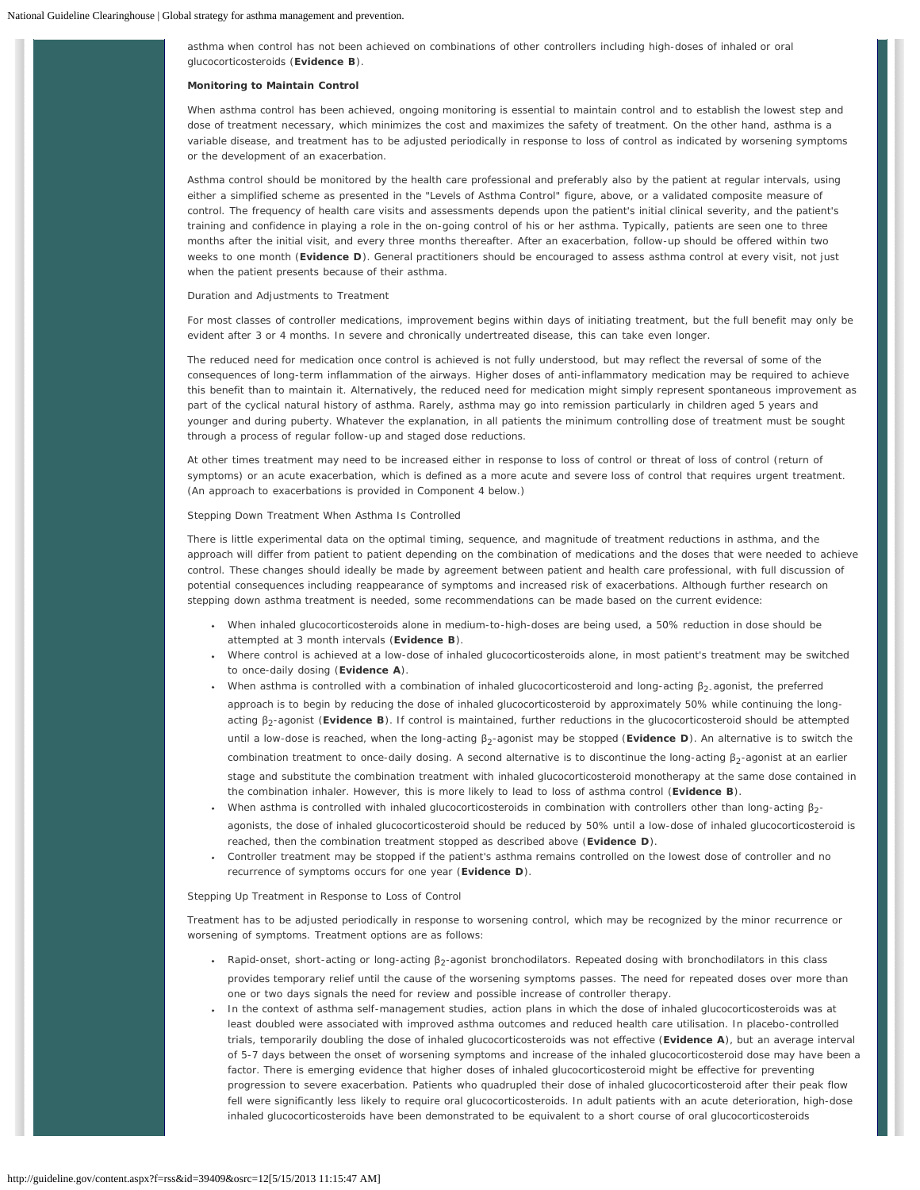asthma when control has not been achieved on combinations of other controllers including high-doses of inhaled or oral glucocorticosteroids (**Evidence B**).

**Monitoring to Maintain Control**

When asthma control has been achieved, ongoing monitoring is essential to maintain control and to establish the lowest step and dose of treatment necessary, which minimizes the cost and maximizes the safety of treatment. On the other hand, asthma is a variable disease, and treatment has to be adjusted periodically in response to loss of control as indicated by worsening symptoms or the development of an exacerbation.

Asthma control should be monitored by the health care professional and preferably also by the patient at regular intervals, using either a simplified scheme as presented in the "Levels of Asthma Control" figure, above, or a validated composite measure of control. The frequency of health care visits and assessments depends upon the patient's initial clinical severity, and the patient's training and confidence in playing a role in the on-going control of his or her asthma. Typically, patients are seen one to three months after the initial visit, and every three months thereafter. After an exacerbation, follow-up should be offered within two weeks to one month (**Evidence D**). General practitioners should be encouraged to assess asthma control at every visit, not just when the patient presents because of their asthma.

Duration and Adjustments to Treatment

For most classes of controller medications, improvement begins within days of initiating treatment, but the full benefit may only be evident after 3 or 4 months. In severe and chronically undertreated disease, this can take even longer.

The reduced need for medication once control is achieved is not fully understood, but may reflect the reversal of some of the consequences of long-term inflammation of the airways. Higher doses of anti-inflammatory medication may be required to achieve this benefit than to maintain it. Alternatively, the reduced need for medication might simply represent spontaneous improvement as part of the cyclical natural history of asthma. Rarely, asthma may go into remission particularly in children aged 5 years and younger and during puberty. Whatever the explanation, in all patients the minimum controlling dose of treatment must be sought through a process of regular follow-up and staged dose reductions.

At other times treatment may need to be increased either in response to loss of control or threat of loss of control (return of symptoms) or an acute exacerbation, which is defined as a more acute and severe loss of control that requires urgent treatment. (An approach to exacerbations is provided in Component 4 below.)

Stepping Down Treatment When Asthma Is Controlled

There is little experimental data on the optimal timing, sequence, and magnitude of treatment reductions in asthma, and the approach will differ from patient to patient depending on the combination of medications and the doses that were needed to achieve control. These changes should ideally be made by agreement between patient and health care professional, with full discussion of potential consequences including reappearance of symptoms and increased risk of exacerbations. Although further research on stepping down asthma treatment is needed, some recommendations can be made based on the current evidence:

- When inhaled glucocorticosteroids alone in medium-to-high-doses are being used, a 50% reduction in dose should be attempted at 3 month intervals (**Evidence B**).
- Where control is achieved at a low-dose of inhaled glucocorticosteroids alone, in most patient's treatment may be switched to once-daily dosing (**Evidence A**).
- When asthma is controlled with a combination of inhaled glucocorticosteroid and long-acting $\beta_2$-agonist, the preferred approach is to begin by reducing the dose of inhaled glucocorticosteroid by approximately 50% while continuing the long-acting $\beta_2$-agonist (**Evidence B**). If control is maintained, further reductions in the glucocorticosteroid should be attempted until a low-dose is reached, when the long-acting $\beta_2$-agonist may be stopped (**Evidence D**). An alternative is to switch the combination treatment to once-daily dosing. A second alternative is to discontinue the long-acting $\beta_2$-agonist at an earlier stage and substitute the combination treatment with inhaled glucocorticosteroid monotherapy at the same dose contained in the combination inhaler. However, this is more likely to lead to loss of asthma control (**Evidence B**).
- When asthma is controlled with inhaled glucocorticosteroids in combination with controllers other than long-acting $\beta_2$-agonists, the dose of inhaled glucocorticosteroid should be reduced by 50% until a low-dose of inhaled glucocorticosteroid is reached, then the combination treatment stopped as described above (**Evidence D**).
- Controller treatment may be stopped if the patient's asthma remains controlled on the lowest dose of controller and no recurrence of symptoms occurs for one year (**Evidence D**).

Stepping Up Treatment in Response to Loss of Control

Treatment has to be adjusted periodically in response to worsening control, which may be recognized by the minor recurrence or worsening of symptoms. Treatment options are as follows:

- Rapid-onset, short-acting or long-acting $\beta_2$-agonist bronchodilators. Repeated dosing with bronchodilators in this class provides temporary relief until the cause of the worsening symptoms passes. The need for repeated doses over more than one or two days signals the need for review and possible increase of controller therapy.
- In the context of asthma self-management studies, action plans in which the dose of inhaled glucocorticosteroids was at least doubled were associated with improved asthma outcomes and reduced health care utilisation. In placebo-controlled trials, temporarily doubling the dose of inhaled glucocorticosteroids was not effective (**Evidence A**), but an average interval of 5-7 days between the onset of worsening symptoms and increase of the inhaled glucocorticosteroid dose may have been a factor. There is emerging evidence that higher doses of inhaled glucocorticosteroid might be effective for preventing progression to severe exacerbation. Patients who quadrupled their dose of inhaled glucocorticosteroid after their peak flow fell were significantly less likely to require oral glucocorticosteroids. In adult patients with an acute deterioration, high-dose inhaled glucocorticosteroids have been demonstrated to be equivalent to a short course of oral glucocorticosteroids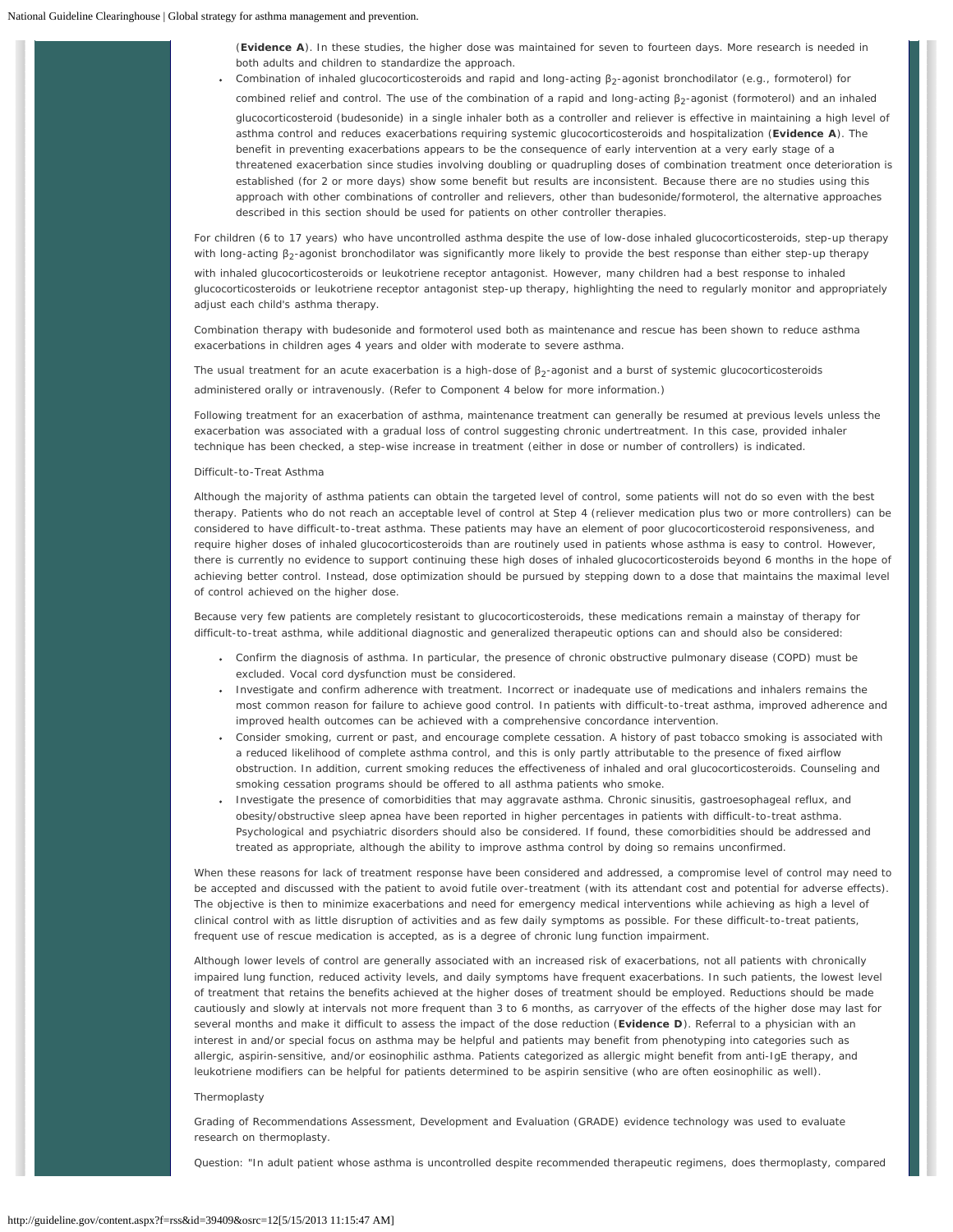(**Evidence A**). In these studies, the higher dose was maintained for seven to fourteen days. More research is needed in both adults and children to standardize the approach.

- Combination of inhaled glucocorticosteroids and rapid and long-acting $\beta_2$-agonist bronchodilator (e.g., formoterol) for combined relief and control. The use of the combination of a rapid and long-acting $\beta_2$-agonist (formoterol) and an inhaled glucocorticosteroid (budesonide) in a single inhaler both as a controller and reliever is effective in maintaining a high level of asthma control and reduces exacerbations requiring systemic glucocorticosteroids and hospitalization (**Evidence A**). The benefit in preventing exacerbations appears to be the consequence of early intervention at a very early stage of a threatened exacerbation since studies involving doubling or quadrupling doses of combination treatment once deterioration is established (for 2 or more days) show some benefit but results are inconsistent. Because there are no studies using this approach with other combinations of controller and relievers, other than budesonide/formoterol, the alternative approaches described in this section should be used for patients on other controller therapies.

For children (6 to 17 years) who have uncontrolled asthma despite the use of low-dose inhaled glucocorticosteroids, step-up therapy with long-acting $\beta_2$-agonist bronchodilator was significantly more likely to provide the best response than either step-up therapy with inhaled glucocorticosteroids or leukotriene receptor antagonist. However, many children had a best response to inhaled glucocorticosteroids or leukotriene receptor antagonist step-up therapy, highlighting the need to regularly monitor and appropriately adjust each child's asthma therapy.

Combination therapy with budesonide and formoterol used both as maintenance and rescue has been shown to reduce asthma exacerbations in children ages 4 years and older with moderate to severe asthma.

The usual treatment for an acute exacerbation is a high-dose of $\beta_2$-agonist and a burst of systemic glucocorticosteroids administered orally or intravenously. (Refer to Component 4 below for more information.)

Following treatment for an exacerbation of asthma, maintenance treatment can generally be resumed at previous levels unless the exacerbation was associated with a gradual loss of control suggesting chronic undertreatment. In this case, provided inhaler technique has been checked, a step-wise increase in treatment (either in dose or number of controllers) is indicated.

Difficult-to-Treat Asthma

Although the majority of asthma patients can obtain the targeted level of control, some patients will not do so even with the best therapy. Patients who do not reach an acceptable level of control at Step 4 (reliever medication plus two or more controllers) can be considered to have difficult-to-treat asthma. These patients may have an element of poor glucocorticosteroid responsiveness, and require higher doses of inhaled glucocorticosteroids than are routinely used in patients whose asthma is easy to control. However, there is currently no evidence to support continuing these high doses of inhaled glucocorticosteroids beyond 6 months in the hope of achieving better control. Instead, dose optimization should be pursued by stepping down to a dose that maintains the maximal level of control achieved on the higher dose.

Because very few patients are completely resistant to glucocorticosteroids, these medications remain a mainstay of therapy for difficult-to-treat asthma, while additional diagnostic and generalized therapeutic options can and should also be considered:

- Confirm the diagnosis of asthma. In particular, the presence of chronic obstructive pulmonary disease (COPD) must be excluded. Vocal cord dysfunction must be considered.
- Investigate and confirm adherence with treatment. Incorrect or inadequate use of medications and inhalers remains the most common reason for failure to achieve good control. In patients with difficult-to-treat asthma, improved adherence and improved health outcomes can be achieved with a comprehensive concordance intervention.
- Consider smoking, current or past, and encourage complete cessation. A history of past tobacco smoking is associated with a reduced likelihood of complete asthma control, and this is only partly attributable to the presence of fixed airflow obstruction. In addition, current smoking reduces the effectiveness of inhaled and oral glucocorticosteroids. Counseling and smoking cessation programs should be offered to all asthma patients who smoke.
- Investigate the presence of comorbidities that may aggravate asthma. Chronic sinusitis, gastroesophageal reflux, and obesity/obstructive sleep apnea have been reported in higher percentages in patients with difficult-to-treat asthma. Psychological and psychiatric disorders should also be considered. If found, these comorbidities should be addressed and treated as appropriate, although the ability to improve asthma control by doing so remains unconfirmed.

When these reasons for lack of treatment response have been considered and addressed, a compromise level of control may need to be accepted and discussed with the patient to avoid futile over-treatment (with its attendant cost and potential for adverse effects). The objective is then to minimize exacerbations and need for emergency medical interventions while achieving as high a level of clinical control with as little disruption of activities and as few daily symptoms as possible. For these difficult-to-treat patients, frequent use of rescue medication is accepted, as is a degree of chronic lung function impairment.

Although lower levels of control are generally associated with an increased risk of exacerbations, not all patients with chronically impaired lung function, reduced activity levels, and daily symptoms have frequent exacerbations. In such patients, the lowest level of treatment that retains the benefits achieved at the higher doses of treatment should be employed. Reductions should be made cautiously and slowly at intervals not more frequent than 3 to 6 months, as carryover of the effects of the higher dose may last for several months and make it difficult to assess the impact of the dose reduction (**Evidence D**). Referral to a physician with an interest in and/or special focus on asthma may be helpful and patients may benefit from phenotyping into categories such as allergic, aspirin-sensitive, and/or eosinophilic asthma. Patients categorized as allergic might benefit from anti-IgE therapy, and leukotriene modifiers can be helpful for patients determined to be aspirin sensitive (who are often eosinophilic as well).

Thermoplasty

Grading of Recommendations Assessment, Development and Evaluation (GRADE) evidence technology was used to evaluate research on thermoplasty.

Question: "In adult patient whose asthma is uncontrolled despite recommended therapeutic regimens, does thermoplasty, compared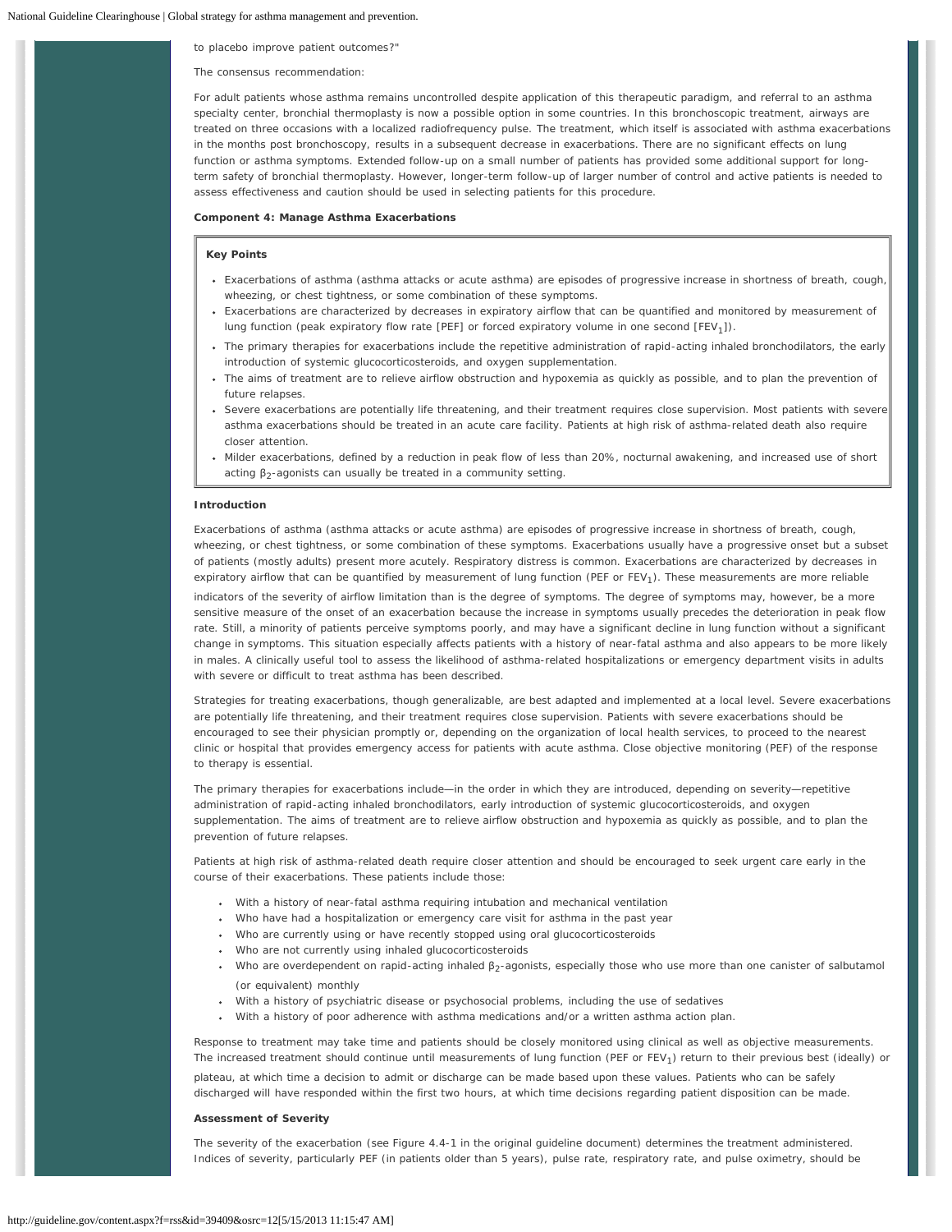to placebo improve patient outcomes?"

The consensus recommendation:

For adult patients whose asthma remains uncontrolled despite application of this therapeutic paradigm, and referral to an asthma specialty center, bronchial thermoplasty is now a possible option in some countries. In this bronchoscopic treatment, airways are treated on three occasions with a localized radiofrequency pulse. The treatment, which itself is associated with asthma exacerbations in the months post bronchoscopy, results in a subsequent decrease in exacerbations. There are no significant effects on lung function or asthma symptoms. Extended follow-up on a small number of patients has provided some additional support for long-term safety of bronchial thermoplasty. However, longer-term follow-up of larger number of control and active patients is needed to assess effectiveness and caution should be used in selecting patients for this procedure.

**Component 4: Manage Asthma Exacerbations**

**Key Points**

- Exacerbations of asthma (asthma attacks or acute asthma) are episodes of progressive increase in shortness of breath, cough, wheezing, or chest tightness, or some combination of these symptoms.
- Exacerbations are characterized by decreases in expiratory airflow that can be quantified and monitored by measurement of lung function (peak expiratory flow rate [PEF] or forced expiratory volume in one second [$FEV_1$]).
- The primary therapies for exacerbations include the repetitive administration of rapid-acting inhaled bronchodilators, the early introduction of systemic glucocorticosteroids, and oxygen supplementation.
- The aims of treatment are to relieve airflow obstruction and hypoxemia as quickly as possible, and to plan the prevention of future relapses.
- Severe exacerbations are potentially life threatening, and their treatment requires close supervision. Most patients with severe asthma exacerbations should be treated in an acute care facility. Patients at high risk of asthma-related death also require closer attention.
- Milder exacerbations, defined by a reduction in peak flow of less than 20%, nocturnal awakening, and increased use of short acting $\beta_2$-agonists can usually be treated in a community setting.

**Introduction**

Exacerbations of asthma (asthma attacks or acute asthma) are episodes of progressive increase in shortness of breath, cough, wheezing, or chest tightness, or some combination of these symptoms. Exacerbations usually have a progressive onset but a subset of patients (mostly adults) present more acutely. Respiratory distress is common. Exacerbations are characterized by decreases in expiratory airflow that can be quantified by measurement of lung function (PEF or $FEV_1$). These measurements are more reliable indicators of the severity of airflow limitation than is the degree of symptoms. The degree of symptoms may, however, be a more sensitive measure of the onset of an exacerbation because the increase in symptoms usually precedes the deterioration in peak flow rate. Still, a minority of patients perceive symptoms poorly, and may have a significant decline in lung function without a significant change in symptoms. This situation especially affects patients with a history of near-fatal asthma and also appears to be more likely in males. A clinically useful tool to assess the likelihood of asthma-related hospitalizations or emergency department visits in adults with severe or difficult to treat asthma has been described.

Strategies for treating exacerbations, though generalizable, are best adapted and implemented at a local level. Severe exacerbations are potentially life threatening, and their treatment requires close supervision. Patients with severe exacerbations should be encouraged to see their physician promptly or, depending on the organization of local health services, to proceed to the nearest clinic or hospital that provides emergency access for patients with acute asthma. Close objective monitoring (PEF) of the response to therapy is essential.

The primary therapies for exacerbations include—in the order in which they are introduced, depending on severity—repetitive administration of rapid-acting inhaled bronchodilators, early introduction of systemic glucocorticosteroids, and oxygen supplementation. The aims of treatment are to relieve airflow obstruction and hypoxemia as quickly as possible, and to plan the prevention of future relapses.

Patients at high risk of asthma-related death require closer attention and should be encouraged to seek urgent care early in the course of their exacerbations. These patients include those:

- With a history of near-fatal asthma requiring intubation and mechanical ventilation
- Who have had a hospitalization or emergency care visit for asthma in the past year
- Who are currently using or have recently stopped using oral glucocorticosteroids
- Who are not currently using inhaled glucocorticosteroids
- Who are overdependent on rapid-acting inhaled $\beta_2$-agonists, especially those who use more than one canister of salbutamol (or equivalent) monthly
- With a history of psychiatric disease or psychosocial problems, including the use of sedatives
- With a history of poor adherence with asthma medications and/or a written asthma action plan.

Response to treatment may take time and patients should be closely monitored using clinical as well as objective measurements. The increased treatment should continue until measurements of lung function (PEF or $FEV_1$) return to their previous best (ideally) or plateau, at which time a decision to admit or discharge can be made based upon these values. Patients who can be safely discharged will have responded within the first two hours, at which time decisions regarding patient disposition can be made.

**Assessment of Severity**

The severity of the exacerbation (see Figure 4.4-1 in the original guideline document) determines the treatment administered. Indices of severity, particularly PEF (in patients older than 5 years), pulse rate, respiratory rate, and pulse oximetry, should be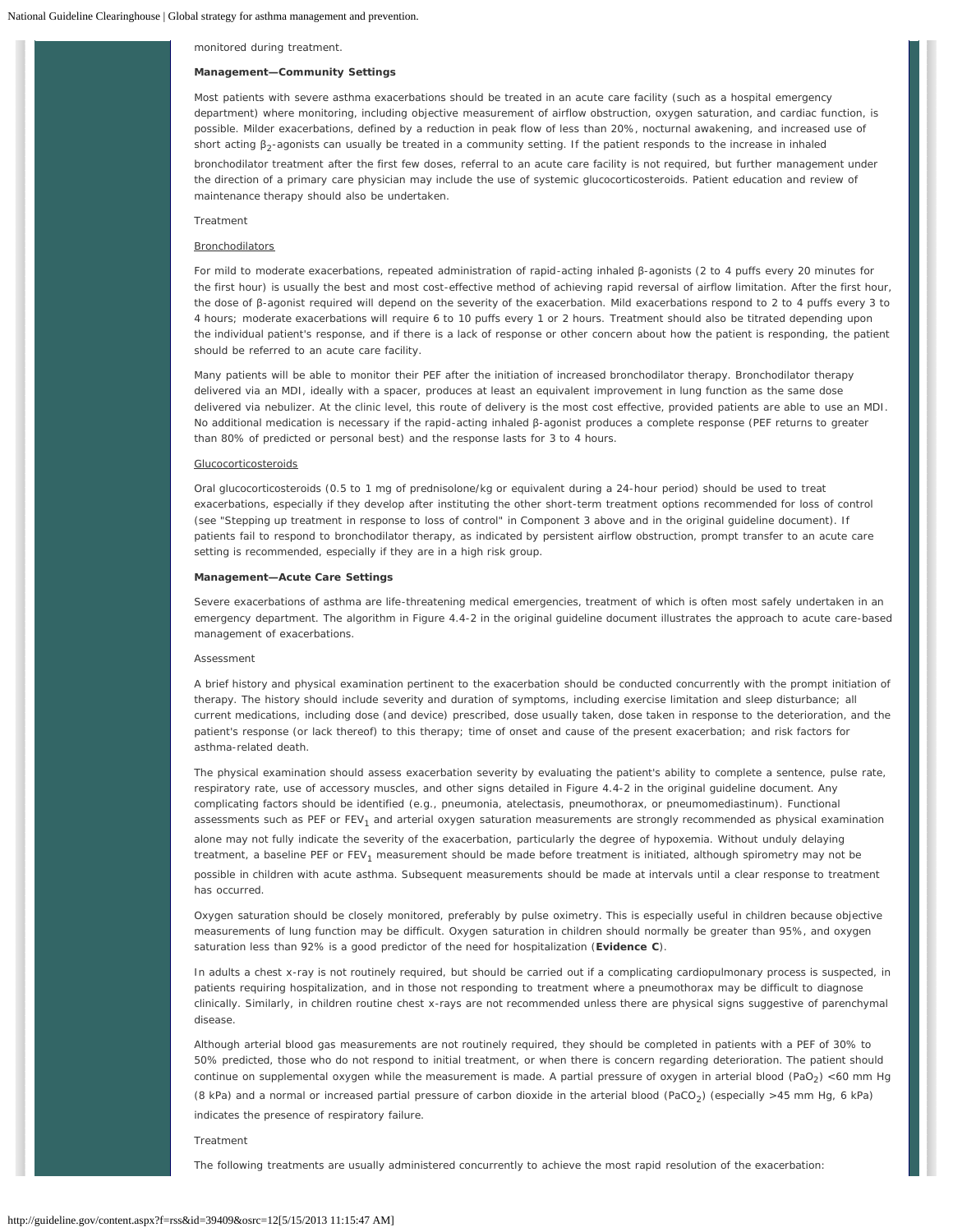monitored during treatment.

**Management—Community Settings**

Most patients with severe asthma exacerbations should be treated in an acute care facility (such as a hospital emergency department) where monitoring, including objective measurement of airflow obstruction, oxygen saturation, and cardiac function, is possible. Milder exacerbations, defined by a reduction in peak flow of less than 20%, nocturnal awakening, and increased use of short acting $\beta_2$-agonists can usually be treated in a community setting. If the patient responds to the increase in inhaled bronchodilator treatment after the first few doses, referral to an acute care facility is not required, but further management under the direction of a primary care physician may include the use of systemic glucocorticosteroids. Patient education and review of maintenance therapy should also be undertaken.

Treatment

Bronchodilators

For mild to moderate exacerbations, repeated administration of rapid-acting inhaled β-agonists (2 to 4 puffs every 20 minutes for the first hour) is usually the best and most cost-effective method of achieving rapid reversal of airflow limitation. After the first hour, the dose of β-agonist required will depend on the severity of the exacerbation. Mild exacerbations respond to 2 to 4 puffs every 3 to 4 hours; moderate exacerbations will require 6 to 10 puffs every 1 or 2 hours. Treatment should also be titrated depending upon the individual patient's response, and if there is a lack of response or other concern about how the patient is responding, the patient should be referred to an acute care facility.

Many patients will be able to monitor their PEF after the initiation of increased bronchodilator therapy. Bronchodilator therapy delivered via an MDI, ideally with a spacer, produces at least an equivalent improvement in lung function as the same dose delivered via nebulizer. At the clinic level, this route of delivery is the most cost effective, provided patients are able to use an MDI. No additional medication is necessary if the rapid-acting inhaled β-agonist produces a complete response (PEF returns to greater than 80% of predicted or personal best) and the response lasts for 3 to 4 hours.

Glucocorticosteroids

Oral glucocorticosteroids (0.5 to 1 mg of prednisolone/kg or equivalent during a 24-hour period) should be used to treat exacerbations, especially if they develop after instituting the other short-term treatment options recommended for loss of control (see "Stepping up treatment in response to loss of control" in Component 3 above and in the original guideline document). If patients fail to respond to bronchodilator therapy, as indicated by persistent airflow obstruction, prompt transfer to an acute care setting is recommended, especially if they are in a high risk group.

**Management—Acute Care Settings**

Severe exacerbations of asthma are life-threatening medical emergencies, treatment of which is often most safely undertaken in an emergency department. The algorithm in Figure 4.4-2 in the original guideline document illustrates the approach to acute care-based management of exacerbations.

Assessment

A brief history and physical examination pertinent to the exacerbation should be conducted concurrently with the prompt initiation of therapy. The history should include severity and duration of symptoms, including exercise limitation and sleep disturbance; all current medications, including dose (and device) prescribed, dose usually taken, dose taken in response to the deterioration, and the patient's response (or lack thereof) to this therapy; time of onset and cause of the present exacerbation; and risk factors for asthma-related death.

The physical examination should assess exacerbation severity by evaluating the patient's ability to complete a sentence, pulse rate, respiratory rate, use of accessory muscles, and other signs detailed in Figure 4.4-2 in the original guideline document. Any complicating factors should be identified (e.g., pneumonia, atelectasis, pneumothorax, or pneumomediastinum). Functional assessments such as PEF or $FEV_1$ and arterial oxygen saturation measurements are strongly recommended as physical examination alone may not fully indicate the severity of the exacerbation, particularly the degree of hypoxemia. Without unduly delaying treatment, a baseline PEF or $FEV_1$ measurement should be made before treatment is initiated, although spirometry may not be possible in children with acute asthma. Subsequent measurements should be made at intervals until a clear response to treatment has occurred.

Oxygen saturation should be closely monitored, preferably by pulse oximetry. This is especially useful in children because objective measurements of lung function may be difficult. Oxygen saturation in children should normally be greater than 95%, and oxygen saturation less than 92% is a good predictor of the need for hospitalization (**Evidence C**).

In adults a chest x-ray is not routinely required, but should be carried out if a complicating cardiopulmonary process is suspected, in patients requiring hospitalization, and in those not responding to treatment where a pneumothorax may be difficult to diagnose clinically. Similarly, in children routine chest x-rays are not recommended unless there are physical signs suggestive of parenchymal disease.

Although arterial blood gas measurements are not routinely required, they should be completed in patients with a PEF of 30% to 50% predicted, those who do not respond to initial treatment, or when there is concern regarding deterioration. The patient should continue on supplemental oxygen while the measurement is made. A partial pressure of oxygen in arterial blood ($PaO_2$) <60 mm Hg (8 kPa) and a normal or increased partial pressure of carbon dioxide in the arterial blood ($PaCO_2$) (especially >45 mm Hg, 6 kPa) indicates the presence of respiratory failure.

Treatment

The following treatments are usually administered concurrently to achieve the most rapid resolution of the exacerbation: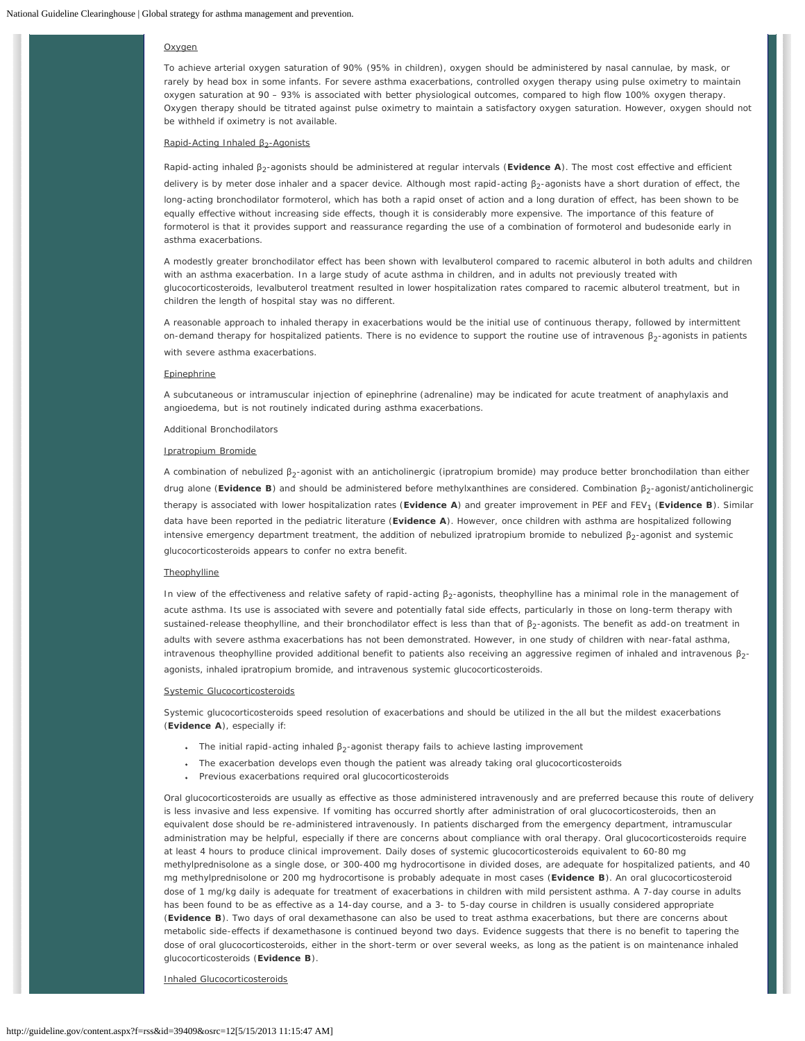Oxygen

To achieve arterial oxygen saturation of 90% (95% in children), oxygen should be administered by nasal cannulae, by mask, or rarely by head box in some infants. For severe asthma exacerbations, controlled oxygen therapy using pulse oximetry to maintain oxygen saturation at 90 – 93% is associated with better physiological outcomes, compared to high flow 100% oxygen therapy. Oxygen therapy should be titrated against pulse oximetry to maintain a satisfactory oxygen saturation. However, oxygen should not be withheld if oximetry is not available.

Rapid-Acting Inhaled $\beta_2$-Agonists

Rapid-acting inhaled $\beta_2$-agonists should be administered at regular intervals (**Evidence A**). The most cost effective and efficient delivery is by meter dose inhaler and a spacer device. Although most rapid-acting $\beta_2$-agonists have a short duration of effect, the long-acting bronchodilator formoterol, which has both a rapid onset of action and a long duration of effect, has been shown to be equally effective without increasing side effects, though it is considerably more expensive. The importance of this feature of formoterol is that it provides support and reassurance regarding the use of a combination of formoterol and budesonide early in asthma exacerbations.

A modestly greater bronchodilator effect has been shown with levalbuterol compared to racemic albuterol in both adults and children with an asthma exacerbation. In a large study of acute asthma in children, and in adults not previously treated with glucocorticosteroids, levalbuterol treatment resulted in lower hospitalization rates compared to racemic albuterol treatment, but in children the length of hospital stay was no different.

A reasonable approach to inhaled therapy in exacerbations would be the initial use of continuous therapy, followed by intermittent on-demand therapy for hospitalized patients. There is no evidence to support the routine use of intravenous $\beta_2$-agonists in patients with severe asthma exacerbations.

Epinephrine

A subcutaneous or intramuscular injection of epinephrine (adrenaline) may be indicated for acute treatment of anaphylaxis and angioedema, but is not routinely indicated during asthma exacerbations.

Additional Bronchodilators

Ipratropium Bromide

A combination of nebulized $\beta_2$-agonist with an anticholinergic (ipratropium bromide) may produce better bronchodilation than either drug alone (**Evidence B**) and should be administered before methylxanthines are considered. Combination $\beta_2$-agonist/anticholinergic therapy is associated with lower hospitalization rates (**Evidence A**) and greater improvement in PEF and $FEV_1$ (**Evidence B**). Similar data have been reported in the pediatric literature (**Evidence A**). However, once children with asthma are hospitalized following intensive emergency department treatment, the addition of nebulized ipratropium bromide to nebulized $\beta_2$-agonist and systemic glucocorticosteroids appears to confer no extra benefit.

Theophylline

In view of the effectiveness and relative safety of rapid-acting $\beta_2$-agonists, theophylline has a minimal role in the management of acute asthma. Its use is associated with severe and potentially fatal side effects, particularly in those on long-term therapy with sustained-release theophylline, and their bronchodilator effect is less than that of $\beta_2$-agonists. The benefit as add-on treatment in adults with severe asthma exacerbations has not been demonstrated. However, in one study of children with near-fatal asthma, intravenous theophylline provided additional benefit to patients also receiving an aggressive regimen of inhaled and intravenous $\beta_2$-agonists, inhaled ipratropium bromide, and intravenous systemic glucocorticosteroids.

Systemic Glucocorticosteroids

Systemic glucocorticosteroids speed resolution of exacerbations and should be utilized in the all but the mildest exacerbations (**Evidence A**), especially if:

- The initial rapid-acting inhaled $\beta_2$-agonist therapy fails to achieve lasting improvement
- The exacerbation develops even though the patient was already taking oral glucocorticosteroids
- Previous exacerbations required oral glucocorticosteroids

Oral glucocorticosteroids are usually as effective as those administered intravenously and are preferred because this route of delivery is less invasive and less expensive. If vomiting has occurred shortly after administration of oral glucocorticosteroids, then an equivalent dose should be re-administered intravenously. In patients discharged from the emergency department, intramuscular administration may be helpful, especially if there are concerns about compliance with oral therapy. Oral glucocorticosteroids require at least 4 hours to produce clinical improvement. Daily doses of systemic glucocorticosteroids equivalent to 60-80 mg methylprednisolone as a single dose, or 300-400 mg hydrocortisone in divided doses, are adequate for hospitalized patients, and 40 mg methylprednisolone or 200 mg hydrocortisone is probably adequate in most cases (**Evidence B**). An oral glucocorticosteroid dose of 1 mg/kg daily is adequate for treatment of exacerbations in children with mild persistent asthma. A 7-day course in adults has been found to be as effective as a 14-day course, and a 3- to 5-day course in children is usually considered appropriate (**Evidence B**). Two days of oral dexamethasone can also be used to treat asthma exacerbations, but there are concerns about metabolic side-effects if dexamethasone is continued beyond two days. Evidence suggests that there is no benefit to tapering the dose of oral glucocorticosteroids, either in the short-term or over several weeks, as long as the patient is on maintenance inhaled glucocorticosteroids (**Evidence B**).

Inhaled Glucocorticosteroids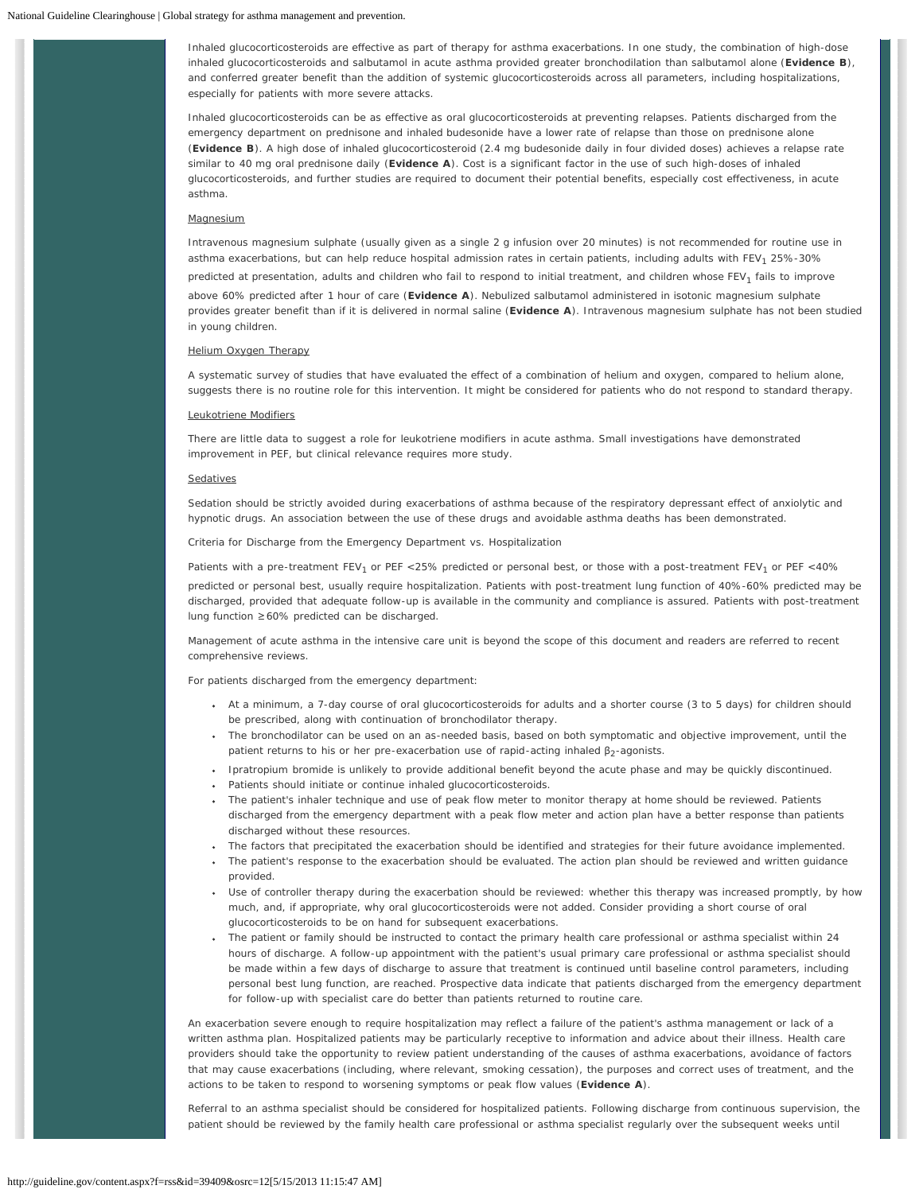Inhaled glucocorticosteroids are effective as part of therapy for asthma exacerbations. In one study, the combination of high-dose inhaled glucocorticosteroids and salbutamol in acute asthma provided greater bronchodilation than salbutamol alone (**Evidence B**), and conferred greater benefit than the addition of systemic glucocorticosteroids across all parameters, including hospitalizations, especially for patients with more severe attacks.

Inhaled glucocorticosteroids can be as effective as oral glucocorticosteroids at preventing relapses. Patients discharged from the emergency department on prednisone and inhaled budesonide have a lower rate of relapse than those on prednisone alone (**Evidence B**). A high dose of inhaled glucocorticosteroid (2.4 mg budesonide daily in four divided doses) achieves a relapse rate similar to 40 mg oral prednisone daily (**Evidence A**). Cost is a significant factor in the use of such high-doses of inhaled glucocorticosteroids, and further studies are required to document their potential benefits, especially cost effectiveness, in acute asthma.

Magnesium

Intravenous magnesium sulphate (usually given as a single 2 g infusion over 20 minutes) is not recommended for routine use in asthma exacerbations, but can help reduce hospital admission rates in certain patients, including adults with $FEV_1$ 25%-30% predicted at presentation, adults and children who fail to respond to initial treatment, and children whose $FEV_1$ fails to improve above 60% predicted after 1 hour of care (**Evidence A**). Nebulized salbutamol administered in isotonic magnesium sulphate provides greater benefit than if it is delivered in normal saline (**Evidence A**). Intravenous magnesium sulphate has not been studied in young children.

Helium Oxygen Therapy

A systematic survey of studies that have evaluated the effect of a combination of helium and oxygen, compared to helium alone, suggests there is no routine role for this intervention. It might be considered for patients who do not respond to standard therapy.

Leukotriene Modifiers

There are little data to suggest a role for leukotriene modifiers in acute asthma. Small investigations have demonstrated improvement in PEF, but clinical relevance requires more study.

Sedatives

Sedation should be strictly avoided during exacerbations of asthma because of the respiratory depressant effect of anxiolytic and hypnotic drugs. An association between the use of these drugs and avoidable asthma deaths has been demonstrated.

Criteria for Discharge from the Emergency Department vs. Hospitalization

Patients with a pre-treatment $FEV_1$ or PEF <25% predicted or personal best, or those with a post-treatment $FEV_1$ or PEF <40% predicted or personal best, usually require hospitalization. Patients with post-treatment lung function of 40%-60% predicted may be discharged, provided that adequate follow-up is available in the community and compliance is assured. Patients with post-treatment lung function ≥60% predicted can be discharged.

Management of acute asthma in the intensive care unit is beyond the scope of this document and readers are referred to recent comprehensive reviews.

For patients discharged from the emergency department:

- At a minimum, a 7-day course of oral glucocorticosteroids for adults and a shorter course (3 to 5 days) for children should be prescribed, along with continuation of bronchodilator therapy.
- The bronchodilator can be used on an as-needed basis, based on both symptomatic and objective improvement, until the patient returns to his or her pre-exacerbation use of rapid-acting inhaled $\beta_2$-agonists.
- Ipratropium bromide is unlikely to provide additional benefit beyond the acute phase and may be quickly discontinued.
- Patients should initiate or continue inhaled glucocorticosteroids.
- The patient's inhaler technique and use of peak flow meter to monitor therapy at home should be reviewed. Patients discharged from the emergency department with a peak flow meter and action plan have a better response than patients discharged without these resources.
- The factors that precipitated the exacerbation should be identified and strategies for their future avoidance implemented.
- The patient's response to the exacerbation should be evaluated. The action plan should be reviewed and written guidance provided.
- Use of controller therapy during the exacerbation should be reviewed: whether this therapy was increased promptly, by how much, and, if appropriate, why oral glucocorticosteroids were not added. Consider providing a short course of oral glucocorticosteroids to be on hand for subsequent exacerbations.
- The patient or family should be instructed to contact the primary health care professional or asthma specialist within 24 hours of discharge. A follow-up appointment with the patient's usual primary care professional or asthma specialist should be made within a few days of discharge to assure that treatment is continued until baseline control parameters, including personal best lung function, are reached. Prospective data indicate that patients discharged from the emergency department for follow-up with specialist care do better than patients returned to routine care.

An exacerbation severe enough to require hospitalization may reflect a failure of the patient's asthma management or lack of a written asthma plan. Hospitalized patients may be particularly receptive to information and advice about their illness. Health care providers should take the opportunity to review patient understanding of the causes of asthma exacerbations, avoidance of factors that may cause exacerbations (including, where relevant, smoking cessation), the purposes and correct uses of treatment, and the actions to be taken to respond to worsening symptoms or peak flow values (**Evidence A**).

Referral to an asthma specialist should be considered for hospitalized patients. Following discharge from continuous supervision, the patient should be reviewed by the family health care professional or asthma specialist regularly over the subsequent weeks until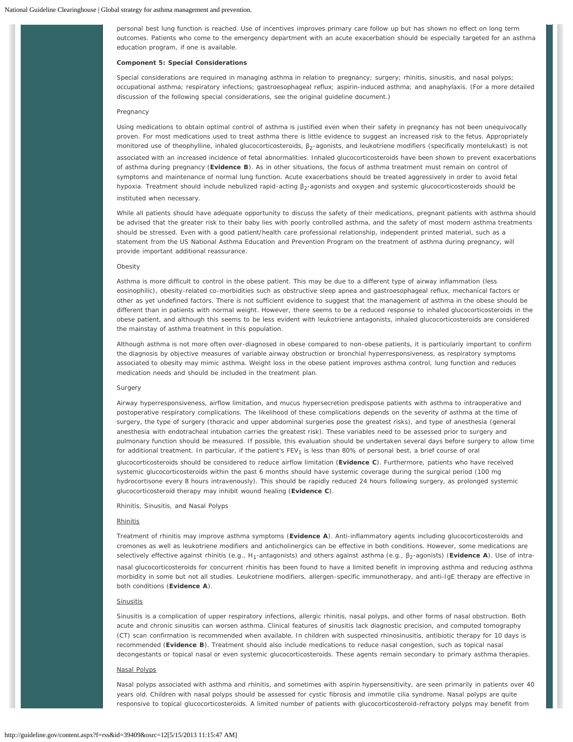personal best lung function is reached. Use of incentives improves primary care follow up but has shown no effect on long term outcomes. Patients who come to the emergency department with an acute exacerbation should be especially targeted for an asthma education program, if one is available.

**Component 5: Special Considerations**

Special considerations are required in managing asthma in relation to pregnancy; surgery; rhinitis, sinusitis, and nasal polyps; occupational asthma; respiratory infections; gastroesophageal reflux; aspirin-induced asthma; and anaphylaxis. (For a more detailed discussion of the following special considerations, see the original guideline document.)

Pregnancy

Using medications to obtain optimal control of asthma is justified even when their safety in pregnancy has not been unequivocally proven. For most medications used to treat asthma there is little evidence to suggest an increased risk to the fetus. Appropriately monitored use of theophylline, inhaled glucocorticosteroids, $\beta_2$-agonists, and leukotriene modifiers (specifically montelukast) is not associated with an increased incidence of fetal abnormalities. Inhaled glucocorticosteroids have been shown to prevent exacerbations of asthma during pregnancy (**Evidence B**). As in other situations, the focus of asthma treatment must remain on control of symptoms and maintenance of normal lung function. Acute exacerbations should be treated aggressively in order to avoid fetal hypoxia. Treatment should include nebulized rapid-acting $\beta_2$-agonists and oxygen and systemic glucocorticosteroids should be instituted when necessary.

While all patients should have adequate opportunity to discuss the safety of their medications, pregnant patients with asthma should be advised that the greater risk to their baby lies with poorly controlled asthma, and the safety of most modern asthma treatments should be stressed. Even with a good patient/health care professional relationship, independent printed material, such as a statement from the US National Asthma Education and Prevention Program on the treatment of asthma during pregnancy, will provide important additional reassurance.

Obesity

Asthma is more difficult to control in the obese patient. This may be due to a different type of airway inflammation (less eosinophilic), obesity-related co-morbidities such as obstructive sleep apnea and gastroesophageal reflux, mechanical factors or other as yet undefined factors. There is not sufficient evidence to suggest that the management of asthma in the obese should be different than in patients with normal weight. However, there seems to be a reduced response to inhaled glucocorticosteroids in the obese patient, and although this seems to be less evident with leukotriene antagonists, inhaled glucocorticosteroids are considered the mainstay of asthma treatment in this population.

Although asthma is not more often over-diagnosed in obese compared to non-obese patients, it is particularly important to confirm the diagnosis by objective measures of variable airway obstruction or bronchial hyperresponsiveness, as respiratory symptoms associated to obesity may mimic asthma. Weight loss in the obese patient improves asthma control, lung function and reduces medication needs and should be included in the treatment plan.

Surgery

Airway hyperresponsiveness, airflow limitation, and mucus hypersecretion predispose patients with asthma to intraoperative and postoperative respiratory complications. The likelihood of these complications depends on the severity of asthma at the time of surgery, the type of surgery (thoracic and upper abdominal surgeries pose the greatest risks), and type of anesthesia (general anesthesia with endotracheal intubation carries the greatest risk). These variables need to be assessed prior to surgery and pulmonary function should be measured. If possible, this evaluation should be undertaken several days before surgery to allow time for additional treatment. In particular, if the patient's $FEV_1$ is less than 80% of personal best, a brief course of oral glucocorticosteroids should be considered to reduce airflow limitation (**Evidence C**). Furthermore, patients who have received systemic glucocorticosteroids within the past 6 months should have systemic coverage during the surgical period (100 mg hydrocortisone every 8 hours intravenously). This should be rapidly reduced 24 hours following surgery, as prolonged systemic glucocorticosteroid therapy may inhibit wound healing (**Evidence C**).

Rhinitis, Sinusitis, and Nasal Polyps

Rhinitis

Treatment of rhinitis may improve asthma symptoms (**Evidence A**). Anti-inflammatory agents including glucocorticosteroids and cromones as well as leukotriene modifiers and anticholinergics can be effective in both conditions. However, some medications are selectively effective against rhinitis (e.g., $H_1$-antagonists) and others against asthma (e.g., $\beta_2$-agonists) (**Evidence A**). Use of intra-nasal glucocorticosteroids for concurrent rhinitis has been found to have a limited benefit in improving asthma and reducing asthma morbidity in some but not all studies. Leukotriene modifiers, allergen-specific immunotherapy, and anti-IgE therapy are effective in both conditions (**Evidence A**).

Sinusitis

Sinusitis is a complication of upper respiratory infections, allergic rhinitis, nasal polyps, and other forms of nasal obstruction. Both acute and chronic sinusitis can worsen asthma. Clinical features of sinusitis lack diagnostic precision, and computed tomography (CT) scan confirmation is recommended when available. In children with suspected rhinosinusitis, antibiotic therapy for 10 days is recommended (**Evidence B**). Treatment should also include medications to reduce nasal congestion, such as topical nasal decongestants or topical nasal or even systemic glucocorticosteroids. These agents remain secondary to primary asthma therapies.

Nasal Polyps

Nasal polyps associated with asthma and rhinitis, and sometimes with aspirin hypersensitivity, are seen primarily in patients over 40 years old. Children with nasal polyps should be assessed for cystic fibrosis and immotile cilia syndrome. Nasal polyps are quite responsive to topical glucocorticosteroids. A limited number of patients with glucocorticosteroid-refractory polyps may benefit from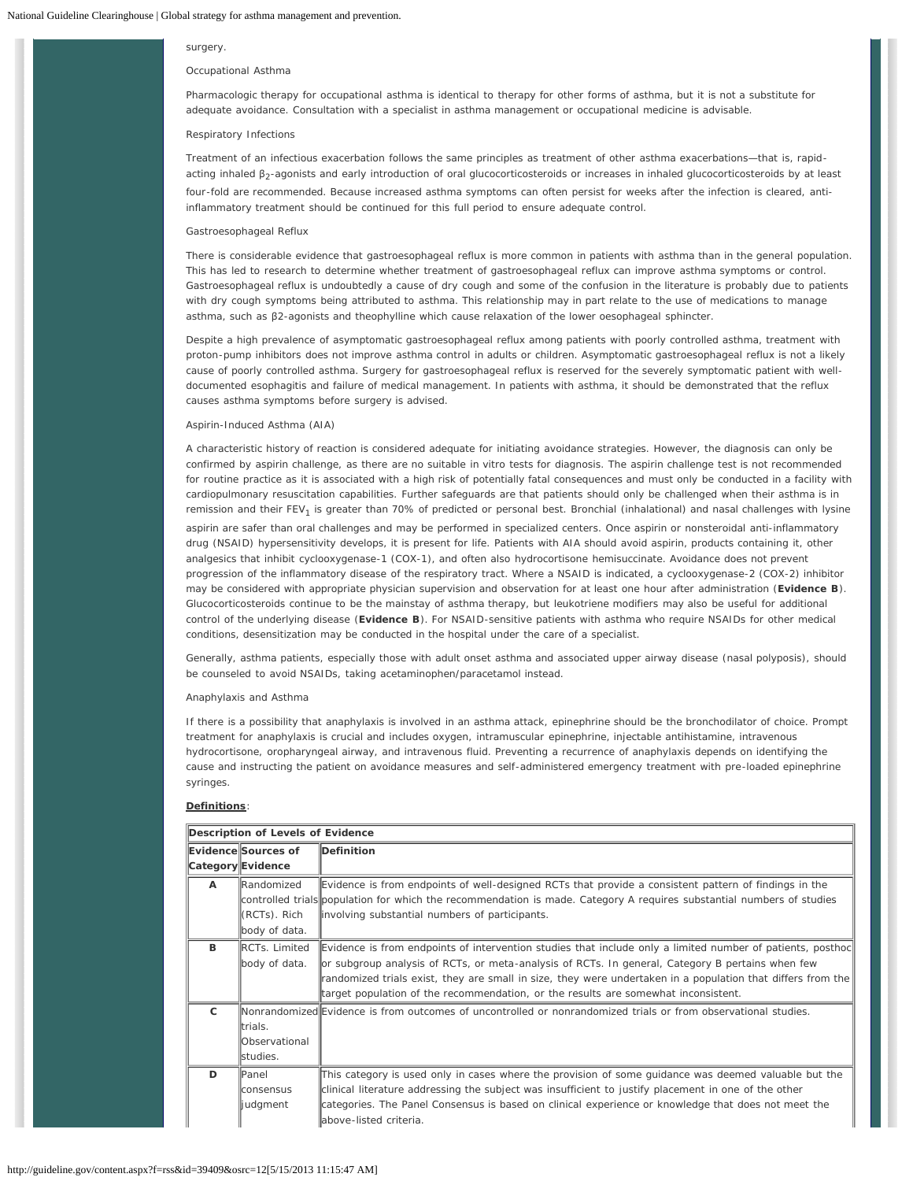surgery.

Occupational Asthma

Pharmacologic therapy for occupational asthma is identical to therapy for other forms of asthma, but it is not a substitute for adequate avoidance. Consultation with a specialist in asthma management or occupational medicine is advisable.

Respiratory Infections

Treatment of an infectious exacerbation follows the same principles as treatment of other asthma exacerbations—that is, rapid-acting inhaled $\beta_2$-agonists and early introduction of oral glucocorticosteroids or increases in inhaled glucocorticosteroids by at least four-fold are recommended. Because increased asthma symptoms can often persist for weeks after the infection is cleared, anti-inflammatory treatment should be continued for this full period to ensure adequate control.

Gastroesophageal Reflux

There is considerable evidence that gastroesophageal reflux is more common in patients with asthma than in the general population. This has led to research to determine whether treatment of gastroesophageal reflux can improve asthma symptoms or control. Gastroesophageal reflux is undoubtedly a cause of dry cough and some of the confusion in the literature is probably due to patients with dry cough symptoms being attributed to asthma. This relationship may in part relate to the use of medications to manage asthma, such as β2-agonists and theophylline which cause relaxation of the lower oesophageal sphincter.

Despite a high prevalence of asymptomatic gastroesophageal reflux among patients with poorly controlled asthma, treatment with proton-pump inhibitors does not improve asthma control in adults or children. Asymptomatic gastroesophageal reflux is not a likely cause of poorly controlled asthma. Surgery for gastroesophageal reflux is reserved for the severely symptomatic patient with well-documented esophagitis and failure of medical management. In patients with asthma, it should be demonstrated that the reflux causes asthma symptoms before surgery is advised.

Aspirin-Induced Asthma (AIA)

A characteristic history of reaction is considered adequate for initiating avoidance strategies. However, the diagnosis can only be confirmed by aspirin challenge, as there are no suitable in vitro tests for diagnosis. The aspirin challenge test is not recommended for routine practice as it is associated with a high risk of potentially fatal consequences and must only be conducted in a facility with cardiopulmonary resuscitation capabilities. Further safeguards are that patients should only be challenged when their asthma is in remission and their $FEV_1$ is greater than 70% of predicted or personal best. Bronchial (inhalational) and nasal challenges with lysine aspirin are safer than oral challenges and may be performed in specialized centers. Once aspirin or nonsteroidal anti-inflammatory drug (NSAID) hypersensitivity develops, it is present for life. Patients with AIA should avoid aspirin, products containing it, other analgesics that inhibit cyclooxygenase-1 (COX-1), and often also hydrocortisone hemisuccinate. Avoidance does not prevent progression of the inflammatory disease of the respiratory tract. Where a NSAID is indicated, a cyclooxygenase-2 (COX-2) inhibitor may be considered with appropriate physician supervision and observation for at least one hour after administration (**Evidence B**). Glucocorticosteroids continue to be the mainstay of asthma therapy, but leukotriene modifiers may also be useful for additional control of the underlying disease (**Evidence B**). For NSAID-sensitive patients with asthma who require NSAIDs for other medical conditions, desensitization may be conducted in the hospital under the care of a specialist.

Generally, asthma patients, especially those with adult onset asthma and associated upper airway disease (nasal polyposis), should be counseled to avoid NSAIDs, taking acetaminophen/paracetamol instead.

Anaphylaxis and Asthma

If there is a possibility that anaphylaxis is involved in an asthma attack, epinephrine should be the bronchodilator of choice. Prompt treatment for anaphylaxis is crucial and includes oxygen, intramuscular epinephrine, injectable antihistamine, intravenous hydrocortisone, oropharyngeal airway, and intravenous fluid. Preventing a recurrence of anaphylaxis depends on identifying the cause and instructing the patient on avoidance measures and self-administered emergency treatment with pre-loaded epinephrine syringes.

**Definitions**:

**Description of Levels of Evidence**

| Evidence Category | Sources of Evidence | Definition |
|---|---|---|
| **A** | Randomized controlled trials (RCTs). Rich body of data. | Evidence is from endpoints of well-designed RCTs that provide a consistent pattern of findings in the population for which the recommendation is made. Category A requires substantial numbers of studies involving substantial numbers of participants. |
| **B** | RCTs. Limited body of data. | Evidence is from endpoints of intervention studies that include only a limited number of patients, posthoc or subgroup analysis of RCTs, or meta-analysis of RCTs. In general, Category B pertains when few randomized trials exist, they are small in size, they were undertaken in a population that differs from the target population of the recommendation, or the results are somewhat inconsistent. |
| **C** | Nonrandomized trials. Observational studies. | Evidence is from outcomes of uncontrolled or nonrandomized trials or from observational studies. |
| **D** | Panel consensus judgment | This category is used only in cases where the provision of some guidance was deemed valuable but the clinical literature addressing the subject was insufficient to justify placement in one of the other categories. The Panel Consensus is based on clinical experience or knowledge that does not meet the above-listed criteria. |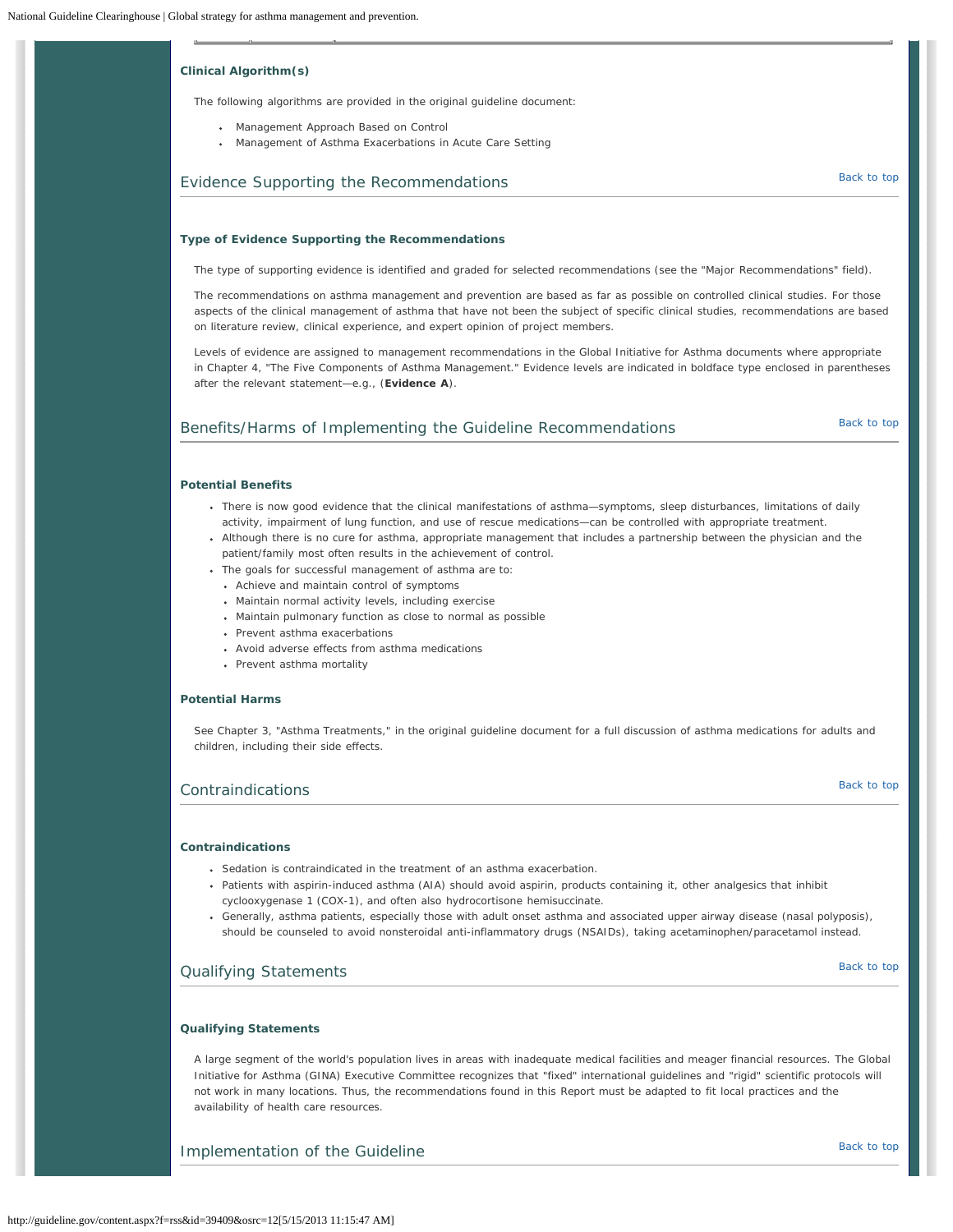### Clinical Algorithm(s)

The following algorithms are provided in the original guideline document:

- Management Approach Based on Control
- Management of Asthma Exacerbations in Acute Care Setting

## Evidence Supporting the Recommendations

### Type of Evidence Supporting the Recommendations

The type of supporting evidence is identified and graded for selected recommendations (see the "Major Recommendations" field).

The recommendations on asthma management and prevention are based as far as possible on controlled clinical studies. For those aspects of the clinical management of asthma that have not been the subject of specific clinical studies, recommendations are based on literature review, clinical experience, and expert opinion of project members.

Levels of evidence are assigned to management recommendations in the Global Initiative for Asthma documents where appropriate in Chapter 4, "The Five Components of Asthma Management." Evidence levels are indicated in boldface type enclosed in parentheses after the relevant statement—e.g., (**Evidence A**).

## Benefits/Harms of Implementing the Guideline Recommendations

### Potential Benefits

- There is now good evidence that the clinical manifestations of asthma—symptoms, sleep disturbances, limitations of daily activity, impairment of lung function, and use of rescue medications—can be controlled with appropriate treatment.
- Although there is no cure for asthma, appropriate management that includes a partnership between the physician and the patient/family most often results in the achievement of control.
- The goals for successful management of asthma are to:
  - Achieve and maintain control of symptoms
  - Maintain normal activity levels, including exercise
  - Maintain pulmonary function as close to normal as possible
  - Prevent asthma exacerbations
  - Avoid adverse effects from asthma medications
  - Prevent asthma mortality

### Potential Harms

See Chapter 3, "Asthma Treatments," in the original guideline document for a full discussion of asthma medications for adults and children, including their side effects.

## Contraindications

### Contraindications

- Sedation is contraindicated in the treatment of an asthma exacerbation.
- Patients with aspirin-induced asthma (AIA) should avoid aspirin, products containing it, other analgesics that inhibit cyclooxygenase 1 (COX-1), and often also hydrocortisone hemisuccinate.
- Generally, asthma patients, especially those with adult onset asthma and associated upper airway disease (nasal polyposis), should be counseled to avoid nonsteroidal anti-inflammatory drugs (NSAIDs), taking acetaminophen/paracetamol instead.

## Qualifying Statements

### Qualifying Statements

A large segment of the world's population lives in areas with inadequate medical facilities and meager financial resources. The Global Initiative for Asthma (GINA) Executive Committee recognizes that "fixed" international guidelines and "rigid" scientific protocols will not work in many locations. Thus, the recommendations found in this Report must be adapted to fit local practices and the availability of health care resources.

## Implementation of the Guideline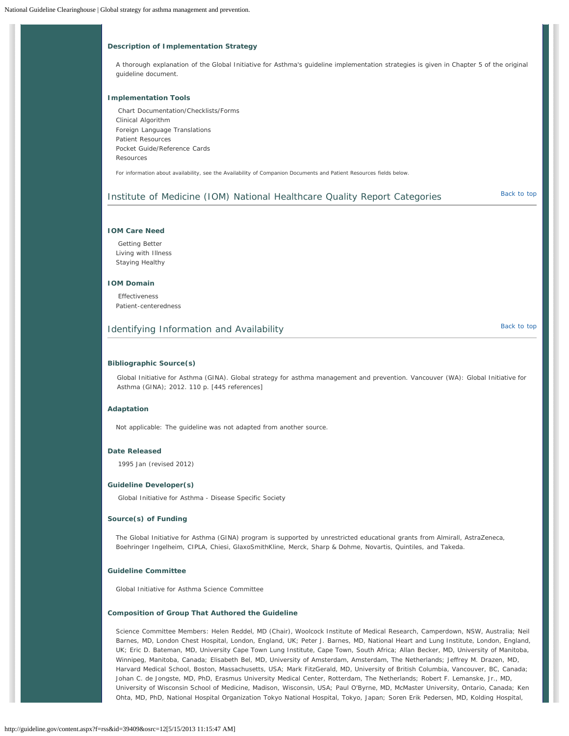#### Description of Implementation Strategy

A thorough explanation of the Global Initiative for Asthma's guideline implementation strategies is given in Chapter 5 of the original guideline document.

#### Implementation Tools

Chart Documentation/Checklists/Forms
Clinical Algorithm
Foreign Language Translations
Patient Resources
Pocket Guide/Reference Cards
Resources

For information about availability, see the Availability of Companion Documents and Patient Resources fields below.

## Institute of Medicine (IOM) National Healthcare Quality Report Categories

Back to top

#### IOM Care Need

Getting Better
Living with Illness
Staying Healthy

#### IOM Domain

Effectiveness
Patient-centeredness

## Identifying Information and Availability

Back to top

#### Bibliographic Source(s)

Global Initiative for Asthma (GINA). Global strategy for asthma management and prevention. Vancouver (WA): Global Initiative for Asthma (GINA); 2012. 110 p. [445 references]

#### Adaptation

Not applicable: The guideline was not adapted from another source.

#### Date Released

1995 Jan (revised 2012)

#### Guideline Developer(s)

Global Initiative for Asthma - Disease Specific Society

#### Source(s) of Funding

The Global Initiative for Asthma (GINA) program is supported by unrestricted educational grants from Almirall, AstraZeneca, Boehringer Ingelheim, CIPLA, Chiesi, GlaxoSmithKline, Merck, Sharp & Dohme, Novartis, Quintiles, and Takeda.

#### Guideline Committee

Global Initiative for Asthma Science Committee

#### Composition of Group That Authored the Guideline

Science Committee Members: Helen Reddel, MD (Chair), Woolcock Institute of Medical Research, Camperdown, NSW, Australia; Neil Barnes, MD, London Chest Hospital, London, England, UK; Peter J. Barnes, MD, National Heart and Lung Institute, London, England, UK; Eric D. Bateman, MD, University Cape Town Lung Institute, Cape Town, South Africa; Allan Becker, MD, University of Manitoba, Winnipeg, Manitoba, Canada; Elisabeth Bel, MD, University of Amsterdam, Amsterdam, The Netherlands; Jeffrey M. Drazen, MD, Harvard Medical School, Boston, Massachusetts, USA; Mark FitzGerald, MD, University of British Columbia, Vancouver, BC, Canada; Johan C. de Jongste, MD, PhD, Erasmus University Medical Center, Rotterdam, The Netherlands; Robert F. Lemanske, Jr., MD, University of Wisconsin School of Medicine, Madison, Wisconsin, USA; Paul O'Byrne, MD, McMaster University, Ontario, Canada; Ken Ohta, MD, PhD, National Hospital Organization Tokyo National Hospital, Tokyo, Japan; Soren Erik Pedersen, MD, Kolding Hospital,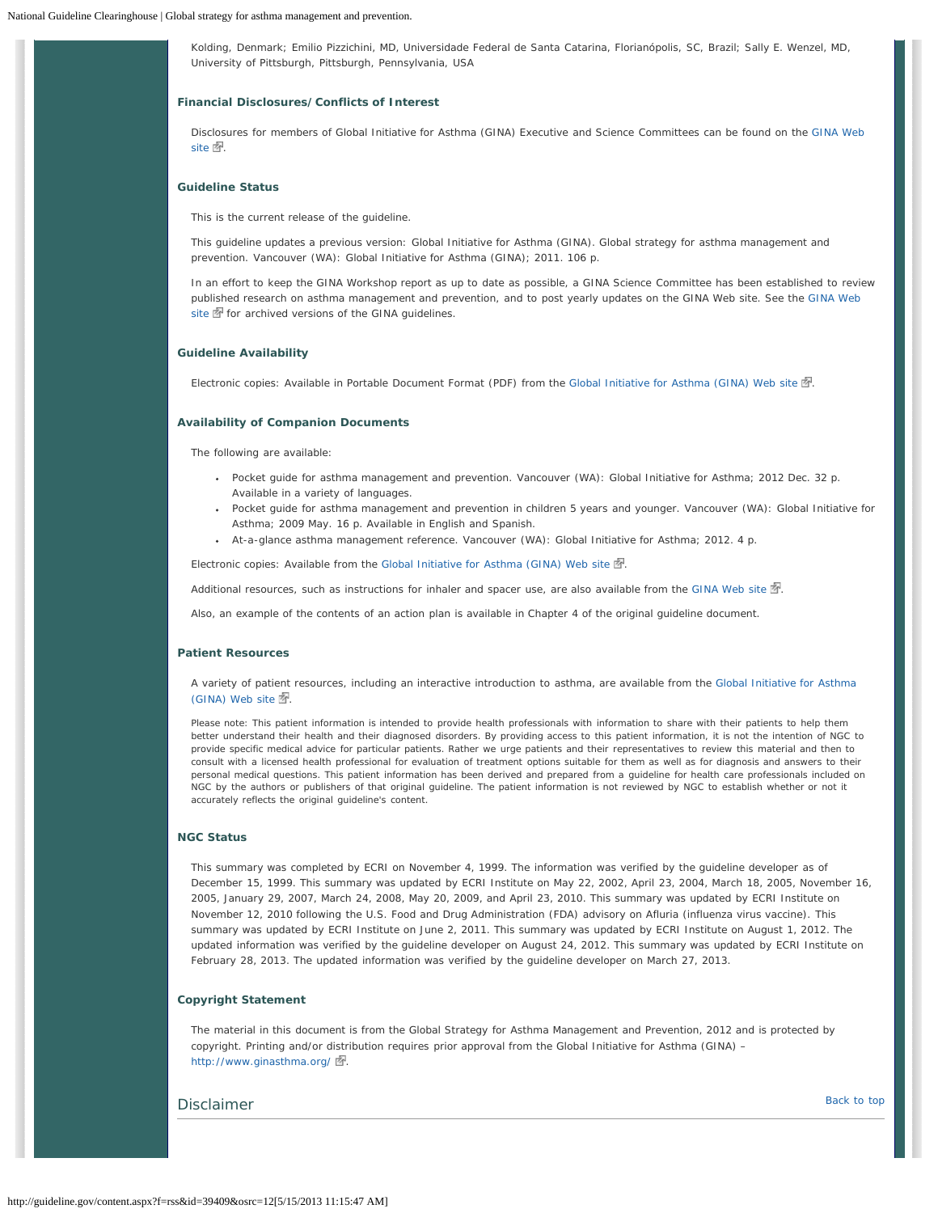Kolding, Denmark; Emilio Pizzichini, MD, Universidade Federal de Santa Catarina, Florianópolis, SC, Brazil; Sally E. Wenzel, MD, University of Pittsburgh, Pittsburgh, Pennsylvania, USA

### Financial Disclosures/Conflicts of Interest

Disclosures for members of Global Initiative for Asthma (GINA) Executive and Science Committees can be found on the GINA Web site.

### Guideline Status

This is the current release of the guideline.

This guideline updates a previous version: Global Initiative for Asthma (GINA). Global strategy for asthma management and prevention. Vancouver (WA): Global Initiative for Asthma (GINA); 2011. 106 p.

In an effort to keep the GINA Workshop report as up to date as possible, a GINA Science Committee has been established to review published research on asthma management and prevention, and to post yearly updates on the GINA Web site. See the GINA Web site for archived versions of the GINA guidelines.

### Guideline Availability

Electronic copies: Available in Portable Document Format (PDF) from the Global Initiative for Asthma (GINA) Web site.

### Availability of Companion Documents

The following are available:

- Pocket guide for asthma management and prevention. Vancouver (WA): Global Initiative for Asthma; 2012 Dec. 32 p. Available in a variety of languages.
- Pocket guide for asthma management and prevention in children 5 years and younger. Vancouver (WA): Global Initiative for Asthma; 2009 May. 16 p. Available in English and Spanish.
- At-a-glance asthma management reference. Vancouver (WA): Global Initiative for Asthma; 2012. 4 p.

Electronic copies: Available from the Global Initiative for Asthma (GINA) Web site.

Additional resources, such as instructions for inhaler and spacer use, are also available from the GINA Web site.

Also, an example of the contents of an action plan is available in Chapter 4 of the original guideline document.

### Patient Resources

A variety of patient resources, including an interactive introduction to asthma, are available from the Global Initiative for Asthma (GINA) Web site.

Please note: This patient information is intended to provide health professionals with information to share with their patients to help them better understand their health and their diagnosed disorders. By providing access to this patient information, it is not the intention of NGC to provide specific medical advice for particular patients. Rather we urge patients and their representatives to review this material and then to consult with a licensed health professional for evaluation of treatment options suitable for them as well as for diagnosis and answers to their personal medical questions. This patient information has been derived and prepared from a guideline for health care professionals included on NGC by the authors or publishers of that original guideline. The patient information is not reviewed by NGC to establish whether or not it accurately reflects the original guideline's content.

### NGC Status

This summary was completed by ECRI on November 4, 1999. The information was verified by the guideline developer as of December 15, 1999. This summary was updated by ECRI Institute on May 22, 2002, April 23, 2004, March 18, 2005, November 16, 2005, January 29, 2007, March 24, 2008, May 20, 2009, and April 23, 2010. This summary was updated by ECRI Institute on November 12, 2010 following the U.S. Food and Drug Administration (FDA) advisory on Afluria (influenza virus vaccine). This summary was updated by ECRI Institute on June 2, 2011. This summary was updated by ECRI Institute on August 1, 2012. The updated information was verified by the guideline developer on August 24, 2012. This summary was updated by ECRI Institute on February 28, 2013. The updated information was verified by the guideline developer on March 27, 2013.

### Copyright Statement

The material in this document is from the Global Strategy for Asthma Management and Prevention, 2012 and is protected by copyright. Printing and/or distribution requires prior approval from the Global Initiative for Asthma (GINA) – http://www.ginasthma.org/.

## Disclaimer

Back to top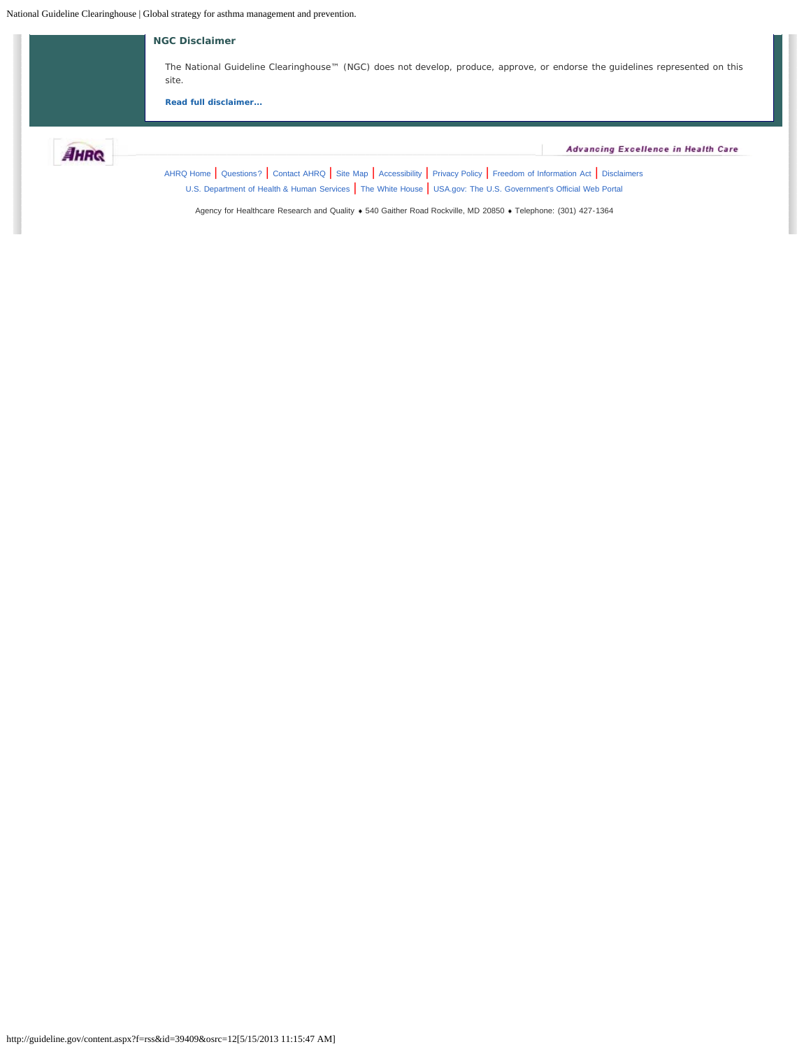## NGC Disclaimer

The National Guideline Clearinghouse™ (NGC) does not develop, produce, approve, or endorse the guidelines represented on this site.

**Read full disclaimer...**

AHRQ

*Advancing Excellence in Health Care*

AHRQ Home | Questions? | Contact AHRQ | Site Map | Accessibility | Privacy Policy | Freedom of Information Act | Disclaimers

U.S. Department of Health & Human Services | The White House | USA.gov: The U.S. Government's Official Web Portal

Agency for Healthcare Research and Quality ♦ 540 Gaither Road Rockville, MD 20850 ♦ Telephone: (301) 427-1364